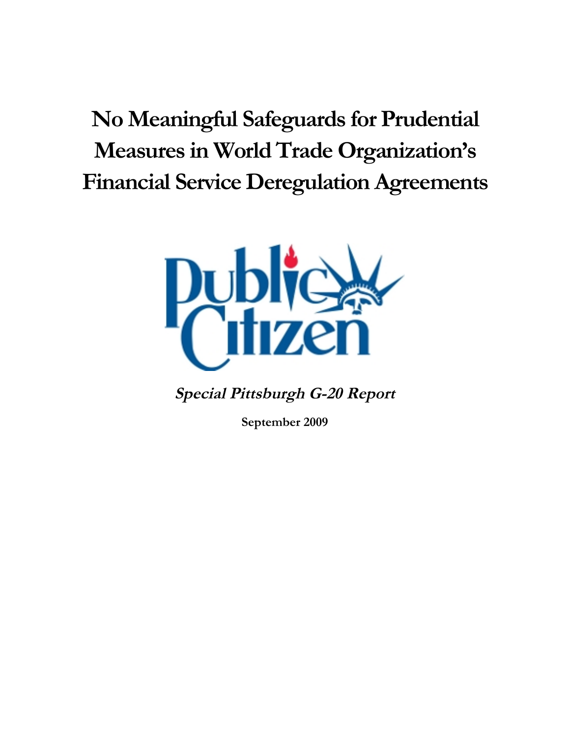# No Meaningful Safeguards for Prudential Measures in World Trade Organization's Financial Service Deregulation Agreements

Public Citizen

***Special Pittsburgh G-20 Report***

**September 2009**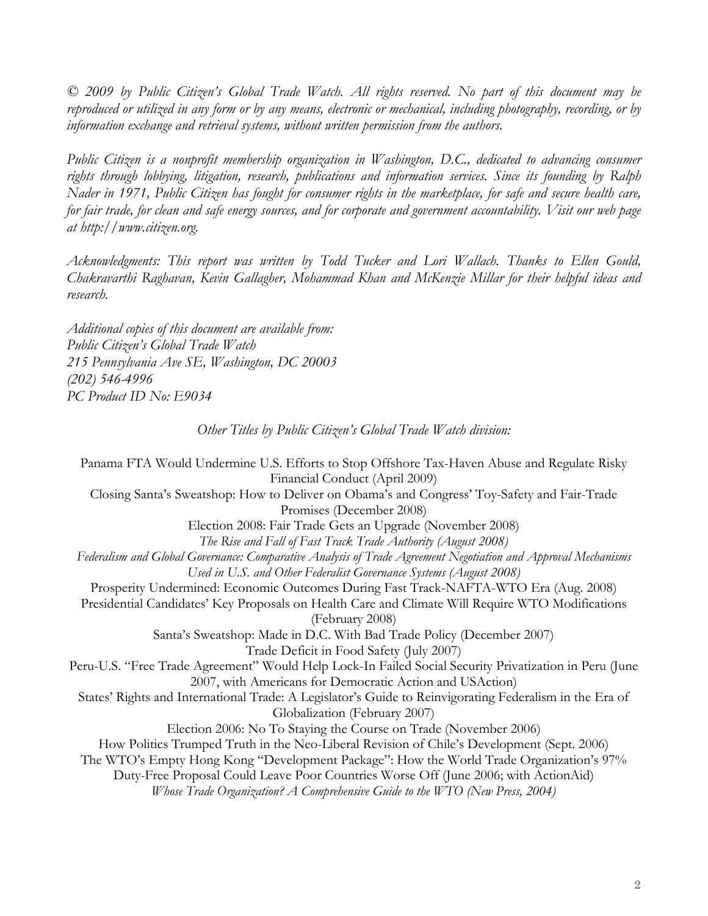*© 2009 by Public Citizen's Global Trade Watch. All rights reserved. No part of this document may be reproduced or utilized in any form or by any means, electronic or mechanical, including photography, recording, or by information exchange and retrieval systems, without written permission from the authors.*

*Public Citizen is a nonprofit membership organization in Washington, D.C., dedicated to advancing consumer rights through lobbying, litigation, research, publications and information services. Since its founding by Ralph Nader in 1971, Public Citizen has fought for consumer rights in the marketplace, for safe and secure health care, for fair trade, for clean and safe energy sources, and for corporate and government accountability. Visit our web page at http://www.citizen.org.*

*Acknowledgments: This report was written by Todd Tucker and Lori Wallach. Thanks to Ellen Gould, Chakravarthi Raghavan, Kevin Gallagher, Mohammad Khan and McKenzie Millar for their helpful ideas and research.*

*Additional copies of this document are available from:*
*Public Citizen's Global Trade Watch*
*215 Pennsylvania Ave SE, Washington, DC 20003*
*(202) 546-4996*
*PC Product ID No: E9034*

*Other Titles by Public Citizen's Global Trade Watch division:*

Panama FTA Would Undermine U.S. Efforts to Stop Offshore Tax-Haven Abuse and Regulate Risky Financial Conduct (April 2009)

Closing Santa's Sweatshop: How to Deliver on Obama's and Congress' Toy-Safety and Fair-Trade Promises (December 2008)

Election 2008: Fair Trade Gets an Upgrade (November 2008)

*The Rise and Fall of Fast Track Trade Authority (August 2008)*

*Federalism and Global Governance: Comparative Analysis of Trade Agreement Negotiation and Approval Mechanisms Used in U.S. and Other Federalist Governance Systems (August 2008)*

Prosperity Undermined: Economic Outcomes During Fast Track-NAFTA-WTO Era (Aug. 2008)

Presidential Candidates' Key Proposals on Health Care and Climate Will Require WTO Modifications (February 2008)

Santa's Sweatshop: Made in D.C. With Bad Trade Policy (December 2007)

Trade Deficit in Food Safety (July 2007)

Peru-U.S. "Free Trade Agreement" Would Help Lock-In Failed Social Security Privatization in Peru (June 2007, with Americans for Democratic Action and USAction)

States' Rights and International Trade: A Legislator's Guide to Reinvigorating Federalism in the Era of Globalization (February 2007)

Election 2006: No To Staying the Course on Trade (November 2006)

How Politics Trumped Truth in the Neo-Liberal Revision of Chile's Development (Sept. 2006)

The WTO's Empty Hong Kong "Development Package": How the World Trade Organization's 97% Duty-Free Proposal Could Leave Poor Countries Worse Off (June 2006; with ActionAid)

*Whose Trade Organization? A Comprehensive Guide to the WTO (New Press, 2004)*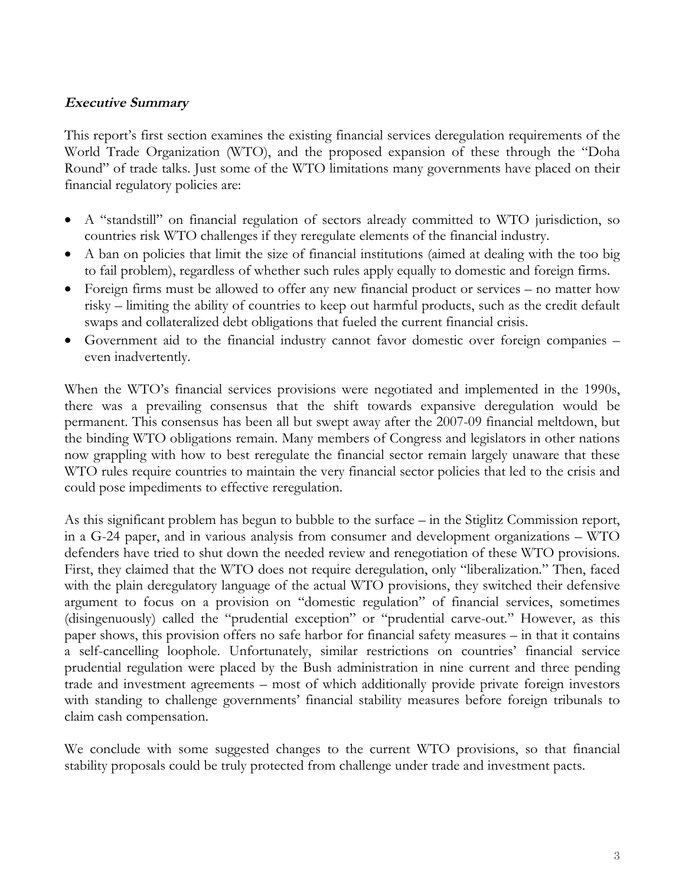***Executive Summary***

This report's first section examines the existing financial services deregulation requirements of the World Trade Organization (WTO), and the proposed expansion of these through the "Doha Round" of trade talks. Just some of the WTO limitations many governments have placed on their financial regulatory policies are:

- A "standstill" on financial regulation of sectors already committed to WTO jurisdiction, so countries risk WTO challenges if they reregulate elements of the financial industry.
- A ban on policies that limit the size of financial institutions (aimed at dealing with the too big to fail problem), regardless of whether such rules apply equally to domestic and foreign firms.
- Foreign firms must be allowed to offer any new financial product or services – no matter how risky – limiting the ability of countries to keep out harmful products, such as the credit default swaps and collateralized debt obligations that fueled the current financial crisis.
- Government aid to the financial industry cannot favor domestic over foreign companies – even inadvertently.

When the WTO's financial services provisions were negotiated and implemented in the 1990s, there was a prevailing consensus that the shift towards expansive deregulation would be permanent. This consensus has been all but swept away after the 2007-09 financial meltdown, but the binding WTO obligations remain. Many members of Congress and legislators in other nations now grappling with how to best reregulate the financial sector remain largely unaware that these WTO rules require countries to maintain the very financial sector policies that led to the crisis and could pose impediments to effective reregulation.

As this significant problem has begun to bubble to the surface – in the Stiglitz Commission report, in a G-24 paper, and in various analysis from consumer and development organizations – WTO defenders have tried to shut down the needed review and renegotiation of these WTO provisions. First, they claimed that the WTO does not require deregulation, only "liberalization." Then, faced with the plain deregulatory language of the actual WTO provisions, they switched their defensive argument to focus on a provision on "domestic regulation" of financial services, sometimes (disingenuously) called the "prudential exception" or "prudential carve-out." However, as this paper shows, this provision offers no safe harbor for financial safety measures – in that it contains a self-cancelling loophole. Unfortunately, similar restrictions on countries' financial service prudential regulation were placed by the Bush administration in nine current and three pending trade and investment agreements – most of which additionally provide private foreign investors with standing to challenge governments' financial stability measures before foreign tribunals to claim cash compensation.

We conclude with some suggested changes to the current WTO provisions, so that financial stability proposals could be truly protected from challenge under trade and investment pacts.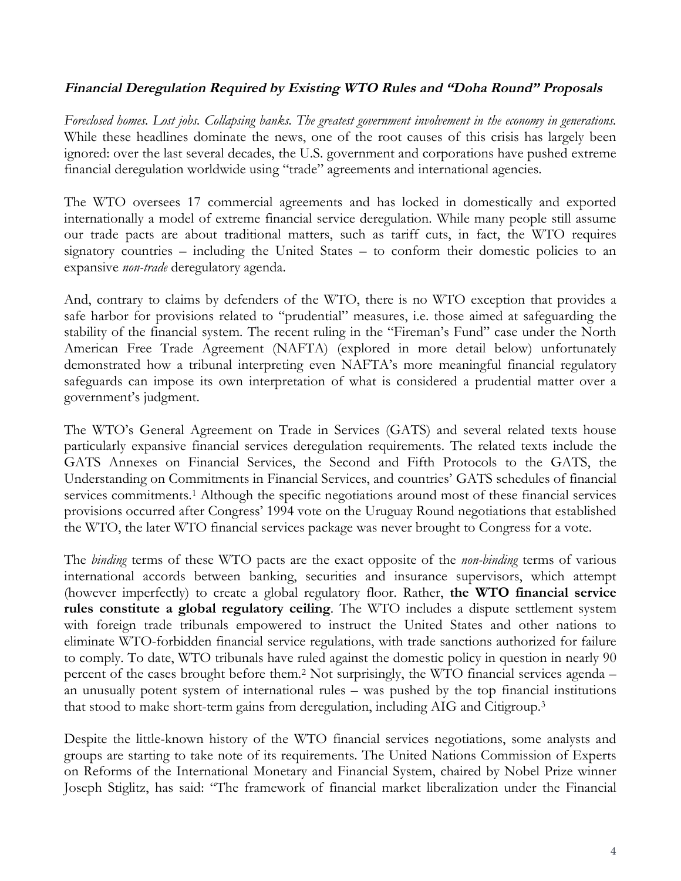## ***Financial Deregulation Required by Existing WTO Rules and "Doha Round" Proposals***

*Foreclosed homes. Lost jobs. Collapsing banks. The greatest government involvement in the economy in generations.* While these headlines dominate the news, one of the root causes of this crisis has largely been ignored: over the last several decades, the U.S. government and corporations have pushed extreme financial deregulation worldwide using "trade" agreements and international agencies.

The WTO oversees 17 commercial agreements and has locked in domestically and exported internationally a model of extreme financial service deregulation. While many people still assume our trade pacts are about traditional matters, such as tariff cuts, in fact, the WTO requires signatory countries – including the United States – to conform their domestic policies to an expansive *non-trade* deregulatory agenda.

And, contrary to claims by defenders of the WTO, there is no WTO exception that provides a safe harbor for provisions related to "prudential" measures, i.e. those aimed at safeguarding the stability of the financial system. The recent ruling in the "Fireman's Fund" case under the North American Free Trade Agreement (NAFTA) (explored in more detail below) unfortunately demonstrated how a tribunal interpreting even NAFTA's more meaningful financial regulatory safeguards can impose its own interpretation of what is considered a prudential matter over a government's judgment.

The WTO's General Agreement on Trade in Services (GATS) and several related texts house particularly expansive financial services deregulation requirements. The related texts include the GATS Annexes on Financial Services, the Second and Fifth Protocols to the GATS, the Understanding on Commitments in Financial Services, and countries' GATS schedules of financial services commitments.[1] Although the specific negotiations around most of these financial services provisions occurred after Congress' 1994 vote on the Uruguay Round negotiations that established the WTO, the later WTO financial services package was never brought to Congress for a vote.

The *binding* terms of these WTO pacts are the exact opposite of the *non-binding* terms of various international accords between banking, securities and insurance supervisors, which attempt (however imperfectly) to create a global regulatory floor. Rather, **the WTO financial service rules constitute a global regulatory ceiling**. The WTO includes a dispute settlement system with foreign trade tribunals empowered to instruct the United States and other nations to eliminate WTO-forbidden financial service regulations, with trade sanctions authorized for failure to comply. To date, WTO tribunals have ruled against the domestic policy in question in nearly 90 percent of the cases brought before them.[2] Not surprisingly, the WTO financial services agenda – an unusually potent system of international rules – was pushed by the top financial institutions that stood to make short-term gains from deregulation, including AIG and Citigroup.[3]

Despite the little-known history of the WTO financial services negotiations, some analysts and groups are starting to take note of its requirements. The United Nations Commission of Experts on Reforms of the International Monetary and Financial System, chaired by Nobel Prize winner Joseph Stiglitz, has said: "The framework of financial market liberalization under the Financial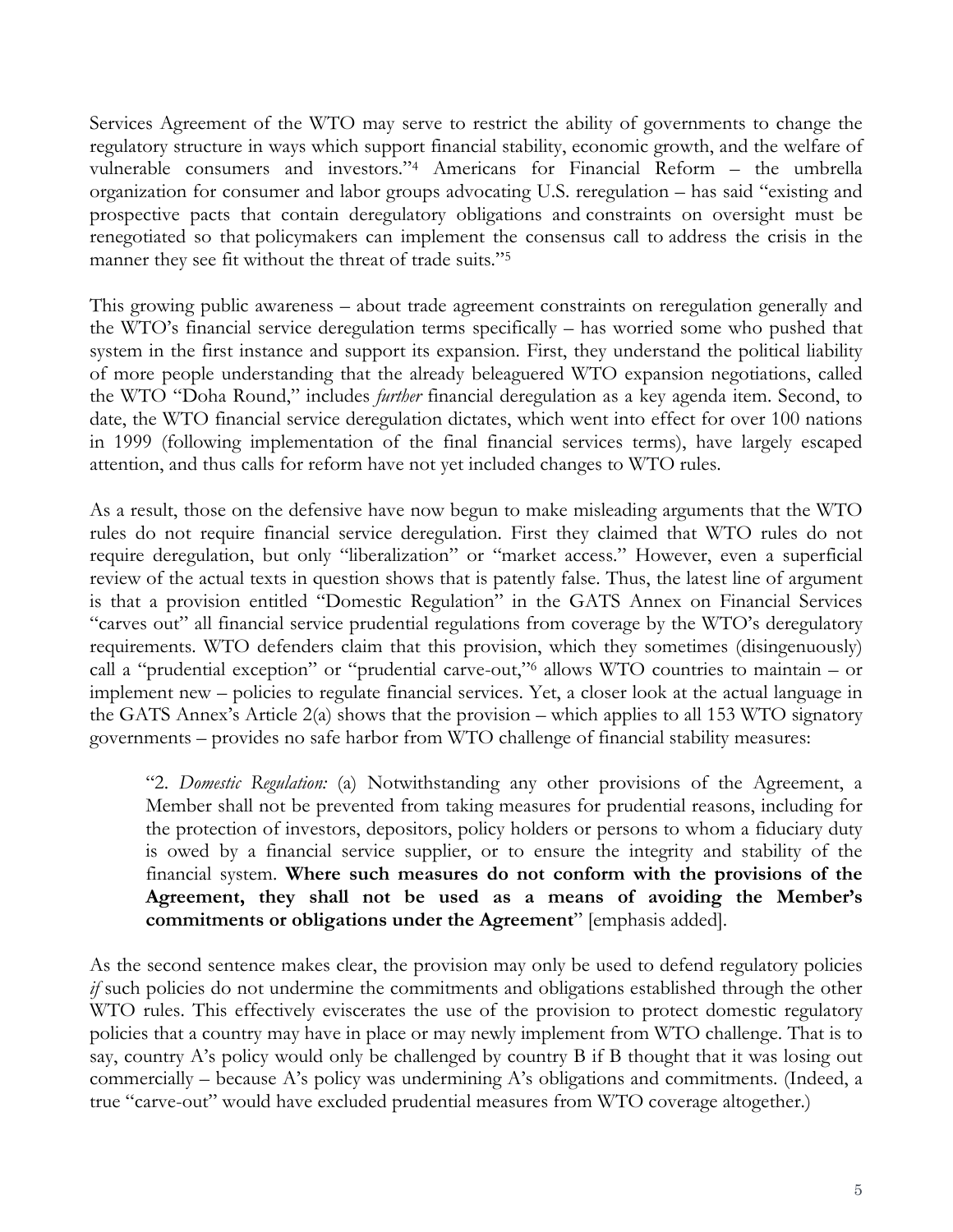Services Agreement of the WTO may serve to restrict the ability of governments to change the regulatory structure in ways which support financial stability, economic growth, and the welfare of vulnerable consumers and investors."[4] Americans for Financial Reform – the umbrella organization for consumer and labor groups advocating U.S. reregulation – has said "existing and prospective pacts that contain deregulatory obligations and constraints on oversight must be renegotiated so that policymakers can implement the consensus call to address the crisis in the manner they see fit without the threat of trade suits."[5]

This growing public awareness – about trade agreement constraints on reregulation generally and the WTO's financial service deregulation terms specifically – has worried some who pushed that system in the first instance and support its expansion. First, they understand the political liability of more people understanding that the already beleaguered WTO expansion negotiations, called the WTO "Doha Round," includes *further* financial deregulation as a key agenda item. Second, to date, the WTO financial service deregulation dictates, which went into effect for over 100 nations in 1999 (following implementation of the final financial services terms), have largely escaped attention, and thus calls for reform have not yet included changes to WTO rules.

As a result, those on the defensive have now begun to make misleading arguments that the WTO rules do not require financial service deregulation. First they claimed that WTO rules do not require deregulation, but only "liberalization" or "market access." However, even a superficial review of the actual texts in question shows that is patently false. Thus, the latest line of argument is that a provision entitled "Domestic Regulation" in the GATS Annex on Financial Services "carves out" all financial service prudential regulations from coverage by the WTO's deregulatory requirements. WTO defenders claim that this provision, which they sometimes (disingenuously) call a "prudential exception" or "prudential carve-out,"[6] allows WTO countries to maintain – or implement new – policies to regulate financial services. Yet, a closer look at the actual language in the GATS Annex's Article 2(a) shows that the provision – which applies to all 153 WTO signatory governments – provides no safe harbor from WTO challenge of financial stability measures:

> "2. *Domestic Regulation:* (a) Notwithstanding any other provisions of the Agreement, a Member shall not be prevented from taking measures for prudential reasons, including for the protection of investors, depositors, policy holders or persons to whom a fiduciary duty is owed by a financial service supplier, or to ensure the integrity and stability of the financial system. **Where such measures do not conform with the provisions of the Agreement, they shall not be used as a means of avoiding the Member's commitments or obligations under the Agreement**" [emphasis added].

As the second sentence makes clear, the provision may only be used to defend regulatory policies *if* such policies do not undermine the commitments and obligations established through the other WTO rules. This effectively eviscerates the use of the provision to protect domestic regulatory policies that a country may have in place or may newly implement from WTO challenge. That is to say, country A's policy would only be challenged by country B if B thought that it was losing out commercially – because A's policy was undermining A's obligations and commitments. (Indeed, a true "carve-out" would have excluded prudential measures from WTO coverage altogether.)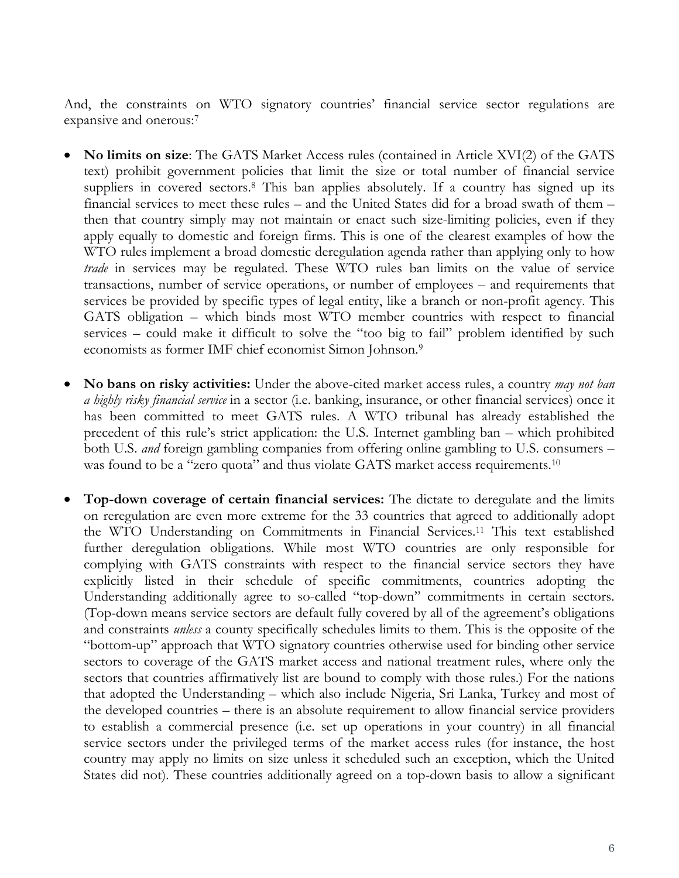And, the constraints on WTO signatory countries' financial service sector regulations are expansive and onerous:[7]

- **No limits on size**: The GATS Market Access rules (contained in Article XVI(2) of the GATS text) prohibit government policies that limit the size or total number of financial service suppliers in covered sectors.[8] This ban applies absolutely. If a country has signed up its financial services to meet these rules – and the United States did for a broad swath of them – then that country simply may not maintain or enact such size-limiting policies, even if they apply equally to domestic and foreign firms. This is one of the clearest examples of how the WTO rules implement a broad domestic deregulation agenda rather than applying only to how *trade* in services may be regulated. These WTO rules ban limits on the value of service transactions, number of service operations, or number of employees – and requirements that services be provided by specific types of legal entity, like a branch or non-profit agency. This GATS obligation – which binds most WTO member countries with respect to financial services – could make it difficult to solve the "too big to fail" problem identified by such economists as former IMF chief economist Simon Johnson.[9]

- **No bans on risky activities:** Under the above-cited market access rules, a country *may not ban a highly risky financial service* in a sector (i.e. banking, insurance, or other financial services) once it has been committed to meet GATS rules. A WTO tribunal has already established the precedent of this rule's strict application: the U.S. Internet gambling ban – which prohibited both U.S. *and* foreign gambling companies from offering online gambling to U.S. consumers – was found to be a "zero quota" and thus violate GATS market access requirements.[10]

- **Top-down coverage of certain financial services:** The dictate to deregulate and the limits on reregulation are even more extreme for the 33 countries that agreed to additionally adopt the WTO Understanding on Commitments in Financial Services.[11] This text established further deregulation obligations. While most WTO countries are only responsible for complying with GATS constraints with respect to the financial service sectors they have explicitly listed in their schedule of specific commitments, countries adopting the Understanding additionally agree to so-called "top-down" commitments in certain sectors. (Top-down means service sectors are default fully covered by all of the agreement's obligations and constraints *unless* a county specifically schedules limits to them. This is the opposite of the "bottom-up" approach that WTO signatory countries otherwise used for binding other service sectors to coverage of the GATS market access and national treatment rules, where only the sectors that countries affirmatively list are bound to comply with those rules.) For the nations that adopted the Understanding – which also include Nigeria, Sri Lanka, Turkey and most of the developed countries – there is an absolute requirement to allow financial service providers to establish a commercial presence (i.e. set up operations in your country) in all financial service sectors under the privileged terms of the market access rules (for instance, the host country may apply no limits on size unless it scheduled such an exception, which the United States did not). These countries additionally agreed on a top-down basis to allow a significant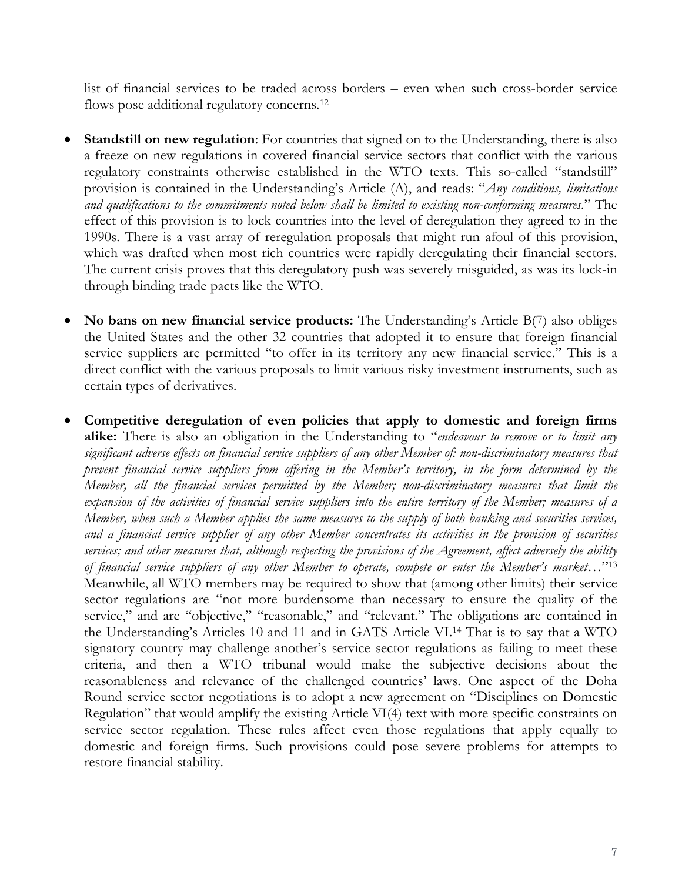list of financial services to be traded across borders – even when such cross-border service flows pose additional regulatory concerns.[12]

- **Standstill on new regulation**: For countries that signed on to the Understanding, there is also a freeze on new regulations in covered financial service sectors that conflict with the various regulatory constraints otherwise established in the WTO texts. This so-called "standstill" provision is contained in the Understanding's Article (A), and reads: "*Any conditions, limitations and qualifications to the commitments noted below shall be limited to existing non-conforming measures.*" The effect of this provision is to lock countries into the level of deregulation they agreed to in the 1990s. There is a vast array of reregulation proposals that might run afoul of this provision, which was drafted when most rich countries were rapidly deregulating their financial sectors. The current crisis proves that this deregulatory push was severely misguided, as was its lock-in through binding trade pacts like the WTO.

- **No bans on new financial service products:** The Understanding's Article B(7) also obliges the United States and the other 32 countries that adopted it to ensure that foreign financial service suppliers are permitted "to offer in its territory any new financial service." This is a direct conflict with the various proposals to limit various risky investment instruments, such as certain types of derivatives.

- **Competitive deregulation of even policies that apply to domestic and foreign firms alike:** There is also an obligation in the Understanding to "*endeavour to remove or to limit any significant adverse effects on financial service suppliers of any other Member of: non-discriminatory measures that prevent financial service suppliers from offering in the Member's territory, in the form determined by the Member, all the financial services permitted by the Member; non-discriminatory measures that limit the expansion of the activities of financial service suppliers into the entire territory of the Member; measures of a Member, when such a Member applies the same measures to the supply of both banking and securities services, and a financial service supplier of any other Member concentrates its activities in the provision of securities services; and other measures that, although respecting the provisions of the Agreement, affect adversely the ability of financial service suppliers of any other Member to operate, compete or enter the Member's market…*"[13] Meanwhile, all WTO members may be required to show that (among other limits) their service sector regulations are "not more burdensome than necessary to ensure the quality of the service," and are "objective," "reasonable," and "relevant." The obligations are contained in the Understanding's Articles 10 and 11 and in GATS Article VI.[14] That is to say that a WTO signatory country may challenge another's service sector regulations as failing to meet these criteria, and then a WTO tribunal would make the subjective decisions about the reasonableness and relevance of the challenged countries' laws. One aspect of the Doha Round service sector negotiations is to adopt a new agreement on "Disciplines on Domestic Regulation" that would amplify the existing Article VI(4) text with more specific constraints on service sector regulation. These rules affect even those regulations that apply equally to domestic and foreign firms. Such provisions could pose severe problems for attempts to restore financial stability.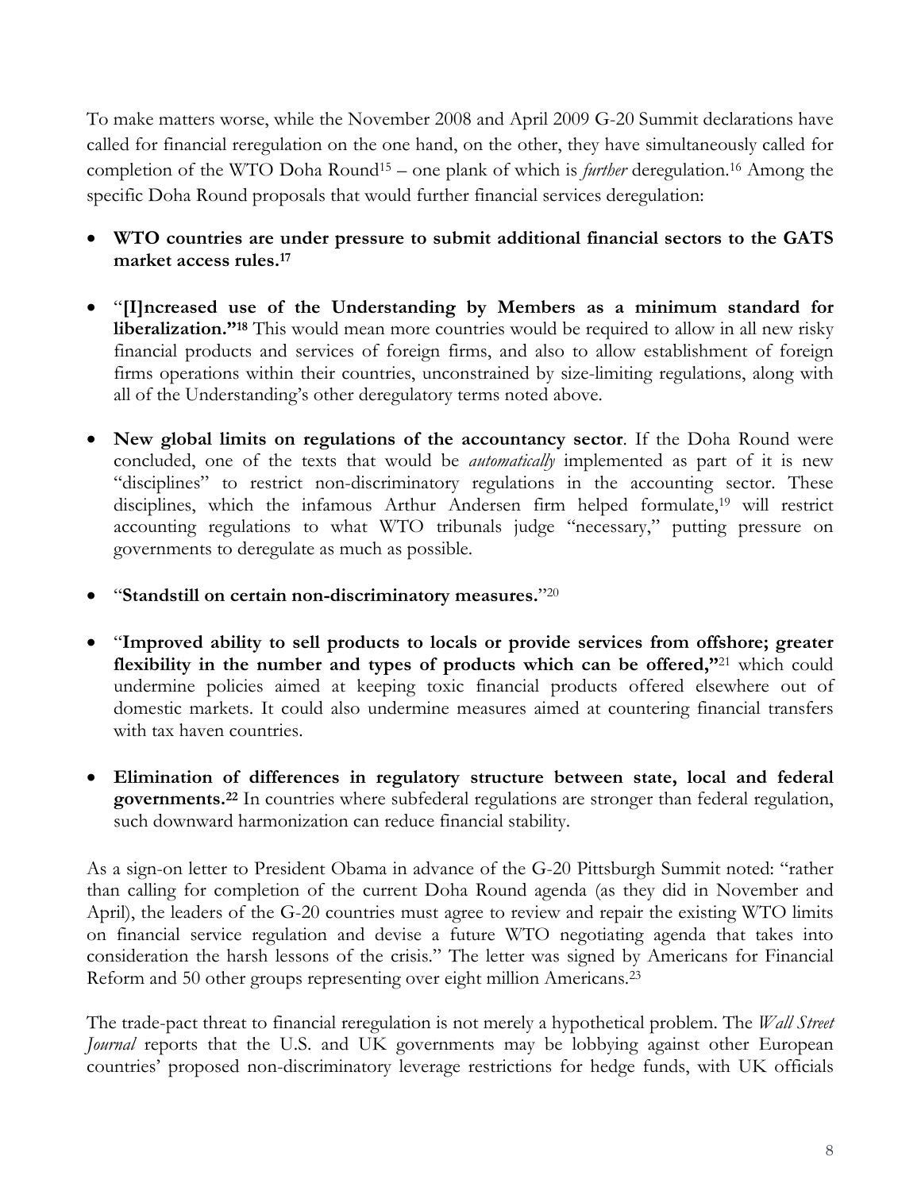To make matters worse, while the November 2008 and April 2009 G-20 Summit declarations have called for financial reregulation on the one hand, on the other, they have simultaneously called for completion of the WTO Doha Round[15] – one plank of which is *further* deregulation.[16] Among the specific Doha Round proposals that would further financial services deregulation:

- **WTO countries are under pressure to submit additional financial sectors to the GATS market access rules.[17]**

- "**[I]ncreased use of the Understanding by Members as a minimum standard for liberalization."[18]** This would mean more countries would be required to allow in all new risky financial products and services of foreign firms, and also to allow establishment of foreign firms operations within their countries, unconstrained by size-limiting regulations, along with all of the Understanding's other deregulatory terms noted above.

- **New global limits on regulations of the accountancy sector**. If the Doha Round were concluded, one of the texts that would be *automatically* implemented as part of it is new "disciplines" to restrict non-discriminatory regulations in the accounting sector. These disciplines, which the infamous Arthur Andersen firm helped formulate,[19] will restrict accounting regulations to what WTO tribunals judge "necessary," putting pressure on governments to deregulate as much as possible.

- "**Standstill on certain non-discriminatory measures.**"[20]

- "**Improved ability to sell products to locals or provide services from offshore; greater flexibility in the number and types of products which can be offered,"**[21] which could undermine policies aimed at keeping toxic financial products offered elsewhere out of domestic markets. It could also undermine measures aimed at countering financial transfers with tax haven countries.

- **Elimination of differences in regulatory structure between state, local and federal governments.[22]** In countries where subfederal regulations are stronger than federal regulation, such downward harmonization can reduce financial stability.

As a sign-on letter to President Obama in advance of the G-20 Pittsburgh Summit noted: "rather than calling for completion of the current Doha Round agenda (as they did in November and April), the leaders of the G-20 countries must agree to review and repair the existing WTO limits on financial service regulation and devise a future WTO negotiating agenda that takes into consideration the harsh lessons of the crisis." The letter was signed by Americans for Financial Reform and 50 other groups representing over eight million Americans.[23]

The trade-pact threat to financial reregulation is not merely a hypothetical problem. The *Wall Street Journal* reports that the U.S. and UK governments may be lobbying against other European countries' proposed non-discriminatory leverage restrictions for hedge funds, with UK officials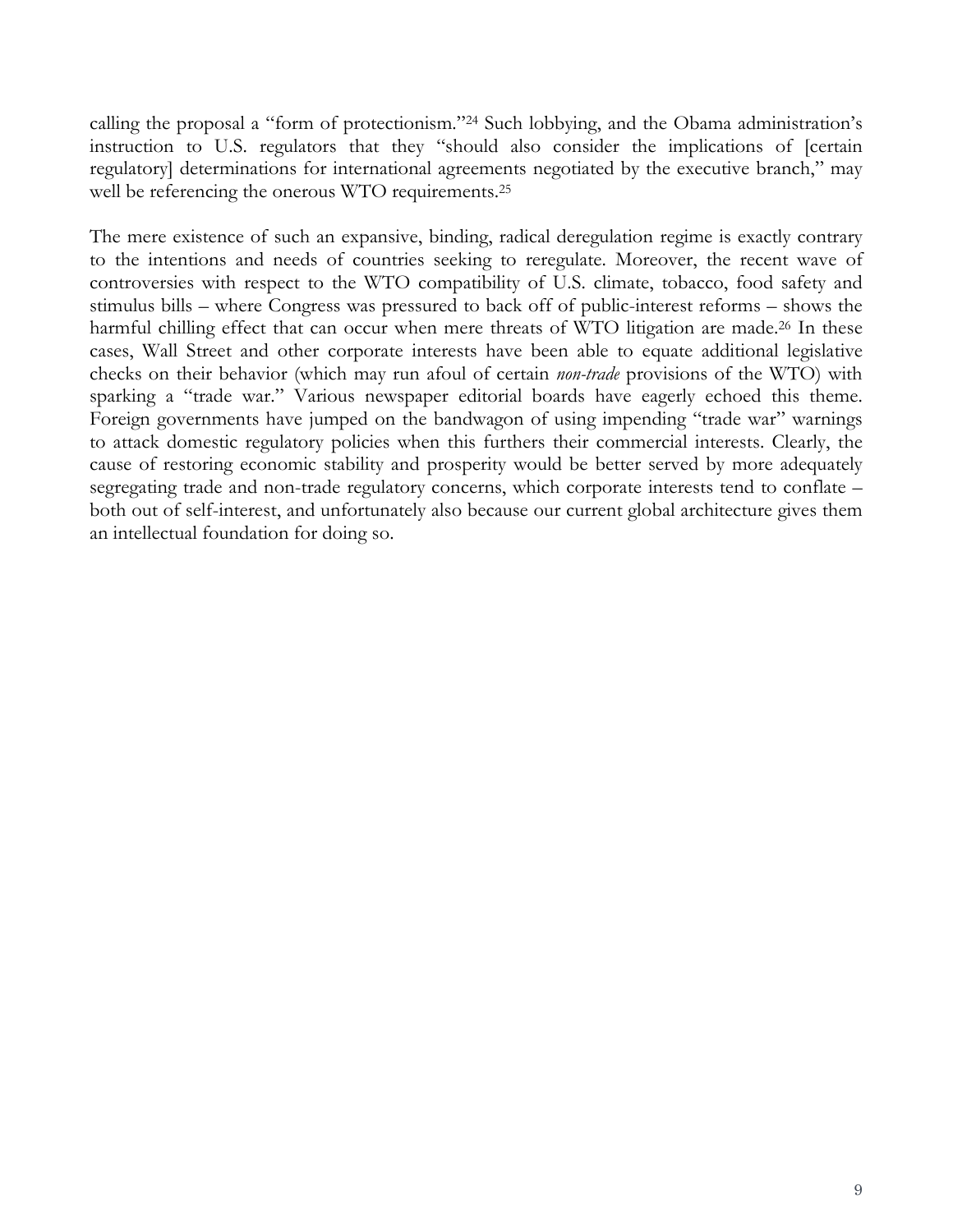calling the proposal a "form of protectionism."[24] Such lobbying, and the Obama administration's instruction to U.S. regulators that they "should also consider the implications of [certain regulatory] determinations for international agreements negotiated by the executive branch," may well be referencing the onerous WTO requirements.[25]

The mere existence of such an expansive, binding, radical deregulation regime is exactly contrary to the intentions and needs of countries seeking to reregulate. Moreover, the recent wave of controversies with respect to the WTO compatibility of U.S. climate, tobacco, food safety and stimulus bills – where Congress was pressured to back off of public-interest reforms – shows the harmful chilling effect that can occur when mere threats of WTO litigation are made.[26] In these cases, Wall Street and other corporate interests have been able to equate additional legislative checks on their behavior (which may run afoul of certain *non-trade* provisions of the WTO) with sparking a "trade war." Various newspaper editorial boards have eagerly echoed this theme. Foreign governments have jumped on the bandwagon of using impending "trade war" warnings to attack domestic regulatory policies when this furthers their commercial interests. Clearly, the cause of restoring economic stability and prosperity would be better served by more adequately segregating trade and non-trade regulatory concerns, which corporate interests tend to conflate – both out of self-interest, and unfortunately also because our current global architecture gives them an intellectual foundation for doing so.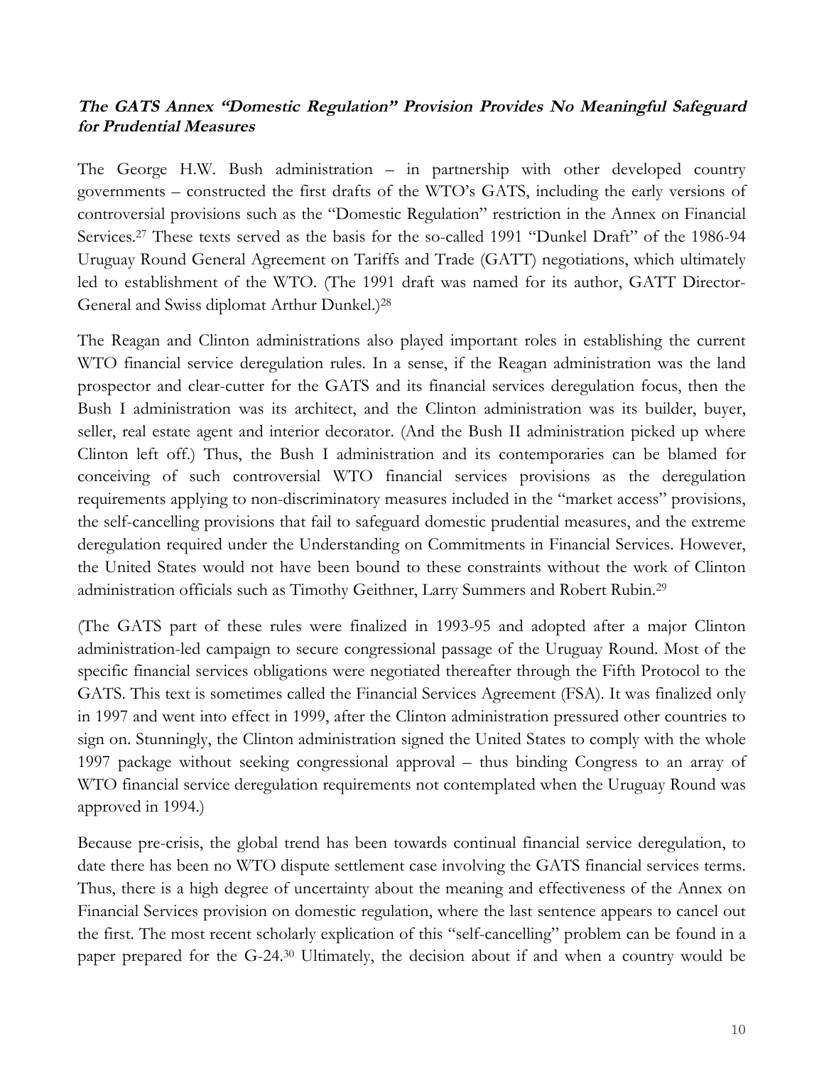## ***The GATS Annex "Domestic Regulation" Provision Provides No Meaningful Safeguard for Prudential Measures***

The George H.W. Bush administration – in partnership with other developed country governments – constructed the first drafts of the WTO's GATS, including the early versions of controversial provisions such as the "Domestic Regulation" restriction in the Annex on Financial Services.[27] These texts served as the basis for the so-called 1991 "Dunkel Draft" of the 1986-94 Uruguay Round General Agreement on Tariffs and Trade (GATT) negotiations, which ultimately led to establishment of the WTO. (The 1991 draft was named for its author, GATT Director-General and Swiss diplomat Arthur Dunkel.)[28]

The Reagan and Clinton administrations also played important roles in establishing the current WTO financial service deregulation rules. In a sense, if the Reagan administration was the land prospector and clear-cutter for the GATS and its financial services deregulation focus, then the Bush I administration was its architect, and the Clinton administration was its builder, buyer, seller, real estate agent and interior decorator. (And the Bush II administration picked up where Clinton left off.) Thus, the Bush I administration and its contemporaries can be blamed for conceiving of such controversial WTO financial services provisions as the deregulation requirements applying to non-discriminatory measures included in the "market access" provisions, the self-cancelling provisions that fail to safeguard domestic prudential measures, and the extreme deregulation required under the Understanding on Commitments in Financial Services. However, the United States would not have been bound to these constraints without the work of Clinton administration officials such as Timothy Geithner, Larry Summers and Robert Rubin.[29]

(The GATS part of these rules were finalized in 1993-95 and adopted after a major Clinton administration-led campaign to secure congressional passage of the Uruguay Round. Most of the specific financial services obligations were negotiated thereafter through the Fifth Protocol to the GATS. This text is sometimes called the Financial Services Agreement (FSA). It was finalized only in 1997 and went into effect in 1999, after the Clinton administration pressured other countries to sign on. Stunningly, the Clinton administration signed the United States to comply with the whole 1997 package without seeking congressional approval – thus binding Congress to an array of WTO financial service deregulation requirements not contemplated when the Uruguay Round was approved in 1994.)

Because pre-crisis, the global trend has been towards continual financial service deregulation, to date there has been no WTO dispute settlement case involving the GATS financial services terms. Thus, there is a high degree of uncertainty about the meaning and effectiveness of the Annex on Financial Services provision on domestic regulation, where the last sentence appears to cancel out the first. The most recent scholarly explication of this "self-cancelling" problem can be found in a paper prepared for the G-24.[30] Ultimately, the decision about if and when a country would be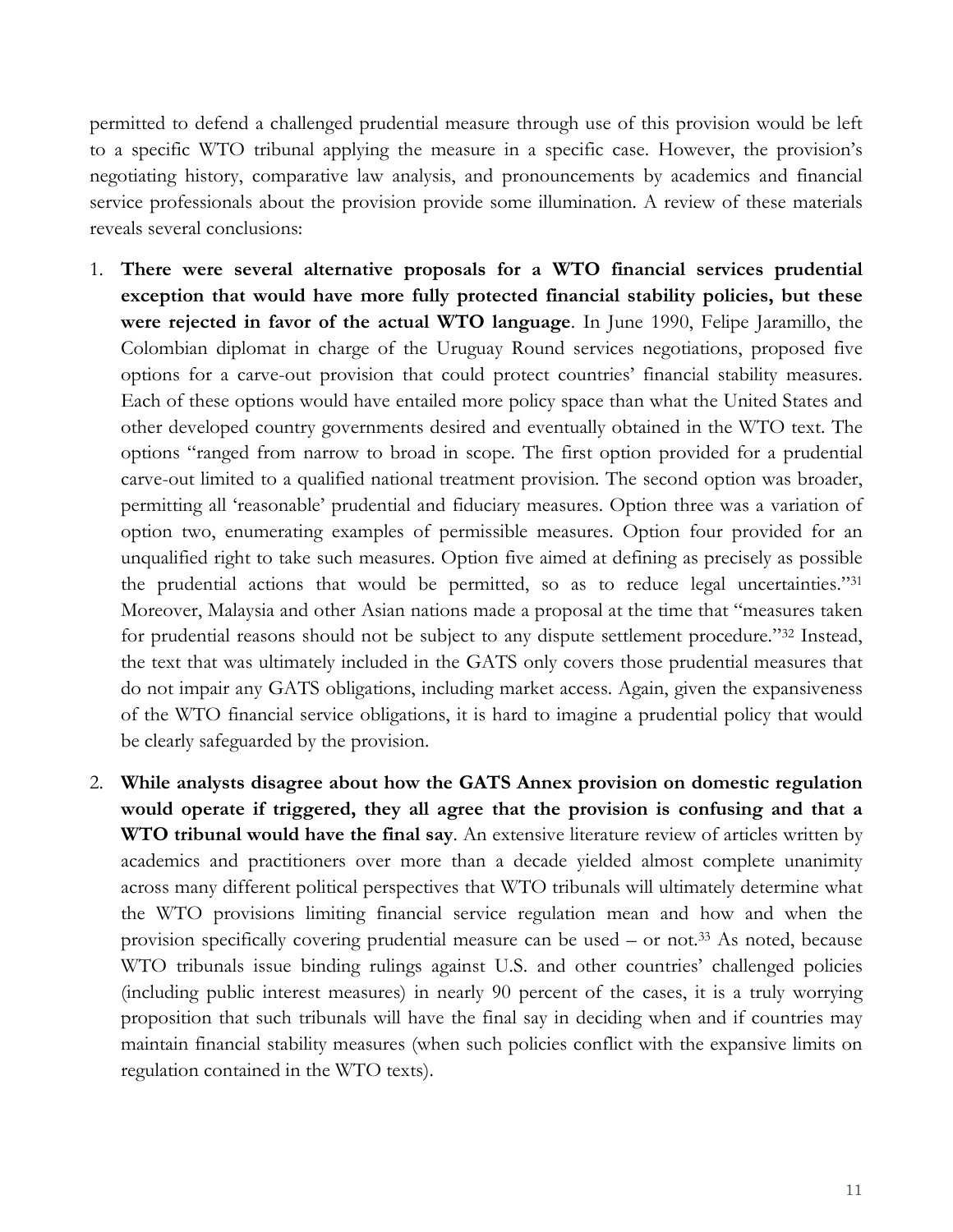permitted to defend a challenged prudential measure through use of this provision would be left to a specific WTO tribunal applying the measure in a specific case. However, the provision's negotiating history, comparative law analysis, and pronouncements by academics and financial service professionals about the provision provide some illumination. A review of these materials reveals several conclusions:

1. **There were several alternative proposals for a WTO financial services prudential exception that would have more fully protected financial stability policies, but these were rejected in favor of the actual WTO language**. In June 1990, Felipe Jaramillo, the Colombian diplomat in charge of the Uruguay Round services negotiations, proposed five options for a carve-out provision that could protect countries' financial stability measures. Each of these options would have entailed more policy space than what the United States and other developed country governments desired and eventually obtained in the WTO text. The options "ranged from narrow to broad in scope. The first option provided for a prudential carve-out limited to a qualified national treatment provision. The second option was broader, permitting all 'reasonable' prudential and fiduciary measures. Option three was a variation of option two, enumerating examples of permissible measures. Option four provided for an unqualified right to take such measures. Option five aimed at defining as precisely as possible the prudential actions that would be permitted, so as to reduce legal uncertainties."[31] Moreover, Malaysia and other Asian nations made a proposal at the time that "measures taken for prudential reasons should not be subject to any dispute settlement procedure."[32] Instead, the text that was ultimately included in the GATS only covers those prudential measures that do not impair any GATS obligations, including market access. Again, given the expansiveness of the WTO financial service obligations, it is hard to imagine a prudential policy that would be clearly safeguarded by the provision.

2. **While analysts disagree about how the GATS Annex provision on domestic regulation would operate if triggered, they all agree that the provision is confusing and that a WTO tribunal would have the final say**. An extensive literature review of articles written by academics and practitioners over more than a decade yielded almost complete unanimity across many different political perspectives that WTO tribunals will ultimately determine what the WTO provisions limiting financial service regulation mean and how and when the provision specifically covering prudential measure can be used – or not.[33] As noted, because WTO tribunals issue binding rulings against U.S. and other countries' challenged policies (including public interest measures) in nearly 90 percent of the cases, it is a truly worrying proposition that such tribunals will have the final say in deciding when and if countries may maintain financial stability measures (when such policies conflict with the expansive limits on regulation contained in the WTO texts).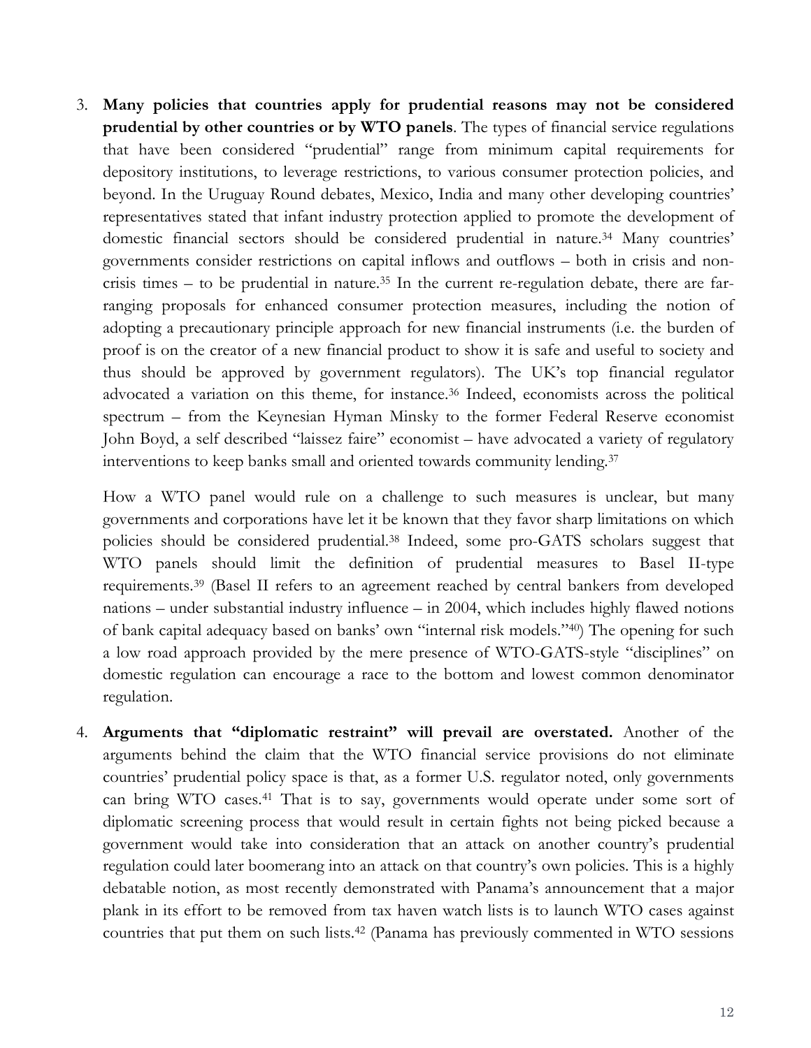3. **Many policies that countries apply for prudential reasons may not be considered prudential by other countries or by WTO panels**. The types of financial service regulations that have been considered "prudential" range from minimum capital requirements for depository institutions, to leverage restrictions, to various consumer protection policies, and beyond. In the Uruguay Round debates, Mexico, India and many other developing countries' representatives stated that infant industry protection applied to promote the development of domestic financial sectors should be considered prudential in nature.[34] Many countries' governments consider restrictions on capital inflows and outflows – both in crisis and non-crisis times – to be prudential in nature.[35] In the current re-regulation debate, there are far-ranging proposals for enhanced consumer protection measures, including the notion of adopting a precautionary principle approach for new financial instruments (i.e. the burden of proof is on the creator of a new financial product to show it is safe and useful to society and thus should be approved by government regulators). The UK's top financial regulator advocated a variation on this theme, for instance.[36] Indeed, economists across the political spectrum – from the Keynesian Hyman Minsky to the former Federal Reserve economist John Boyd, a self described "laissez faire" economist – have advocated a variety of regulatory interventions to keep banks small and oriented towards community lending.[37]

   How a WTO panel would rule on a challenge to such measures is unclear, but many governments and corporations have let it be known that they favor sharp limitations on which policies should be considered prudential.[38] Indeed, some pro-GATS scholars suggest that WTO panels should limit the definition of prudential measures to Basel II-type requirements.[39] (Basel II refers to an agreement reached by central bankers from developed nations – under substantial industry influence – in 2004, which includes highly flawed notions of bank capital adequacy based on banks' own "internal risk models."[40]) The opening for such a low road approach provided by the mere presence of WTO-GATS-style "disciplines" on domestic regulation can encourage a race to the bottom and lowest common denominator regulation.

4. **Arguments that "diplomatic restraint" will prevail are overstated.** Another of the arguments behind the claim that the WTO financial service provisions do not eliminate countries' prudential policy space is that, as a former U.S. regulator noted, only governments can bring WTO cases.[41] That is to say, governments would operate under some sort of diplomatic screening process that would result in certain fights not being picked because a government would take into consideration that an attack on another country's prudential regulation could later boomerang into an attack on that country's own policies. This is a highly debatable notion, as most recently demonstrated with Panama's announcement that a major plank in its effort to be removed from tax haven watch lists is to launch WTO cases against countries that put them on such lists.[42] (Panama has previously commented in WTO sessions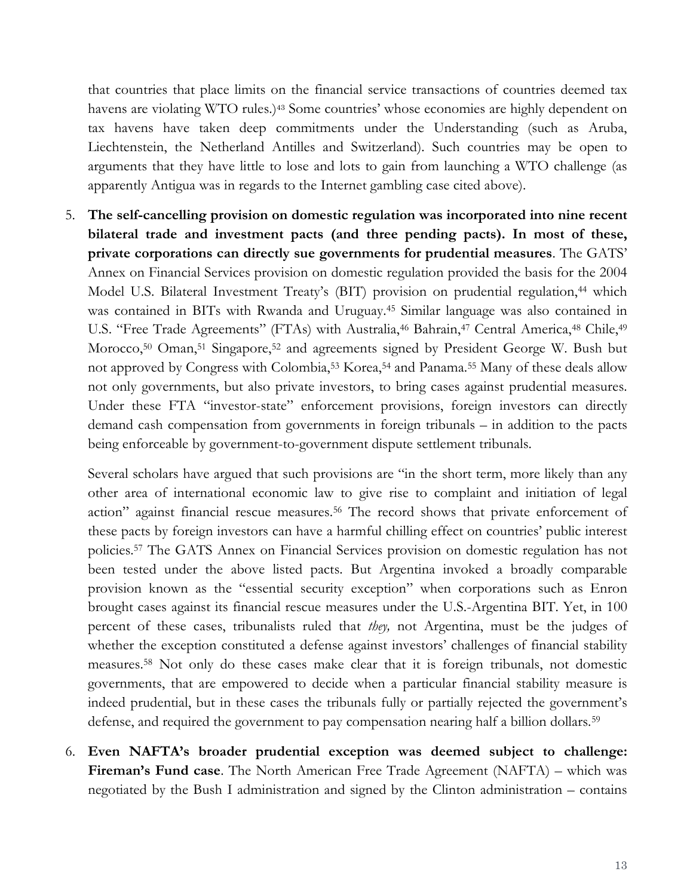that countries that place limits on the financial service transactions of countries deemed tax havens are violating WTO rules.)[43] Some countries' whose economies are highly dependent on tax havens have taken deep commitments under the Understanding (such as Aruba, Liechtenstein, the Netherland Antilles and Switzerland). Such countries may be open to arguments that they have little to lose and lots to gain from launching a WTO challenge (as apparently Antigua was in regards to the Internet gambling case cited above).

5. **The self-cancelling provision on domestic regulation was incorporated into nine recent bilateral trade and investment pacts (and three pending pacts). In most of these, private corporations can directly sue governments for prudential measures**. The GATS' Annex on Financial Services provision on domestic regulation provided the basis for the 2004 Model U.S. Bilateral Investment Treaty's (BIT) provision on prudential regulation,[44] which was contained in BITs with Rwanda and Uruguay.[45] Similar language was also contained in U.S. "Free Trade Agreements" (FTAs) with Australia,[46] Bahrain,[47] Central America,[48] Chile,[49] Morocco,[50] Oman,[51] Singapore,[52] and agreements signed by President George W. Bush but not approved by Congress with Colombia,[53] Korea,[54] and Panama.[55] Many of these deals allow not only governments, but also private investors, to bring cases against prudential measures. Under these FTA "investor-state" enforcement provisions, foreign investors can directly demand cash compensation from governments in foreign tribunals – in addition to the pacts being enforceable by government-to-government dispute settlement tribunals.

   Several scholars have argued that such provisions are "in the short term, more likely than any other area of international economic law to give rise to complaint and initiation of legal action" against financial rescue measures.[56] The record shows that private enforcement of these pacts by foreign investors can have a harmful chilling effect on countries' public interest policies.[57] The GATS Annex on Financial Services provision on domestic regulation has not been tested under the above listed pacts. But Argentina invoked a broadly comparable provision known as the "essential security exception" when corporations such as Enron brought cases against its financial rescue measures under the U.S.-Argentina BIT. Yet, in 100 percent of these cases, tribunalists ruled that *they,* not Argentina, must be the judges of whether the exception constituted a defense against investors' challenges of financial stability measures.[58] Not only do these cases make clear that it is foreign tribunals, not domestic governments, that are empowered to decide when a particular financial stability measure is indeed prudential, but in these cases the tribunals fully or partially rejected the government's defense, and required the government to pay compensation nearing half a billion dollars.[59]

6. **Even NAFTA's broader prudential exception was deemed subject to challenge: Fireman's Fund case**. The North American Free Trade Agreement (NAFTA) – which was negotiated by the Bush I administration and signed by the Clinton administration – contains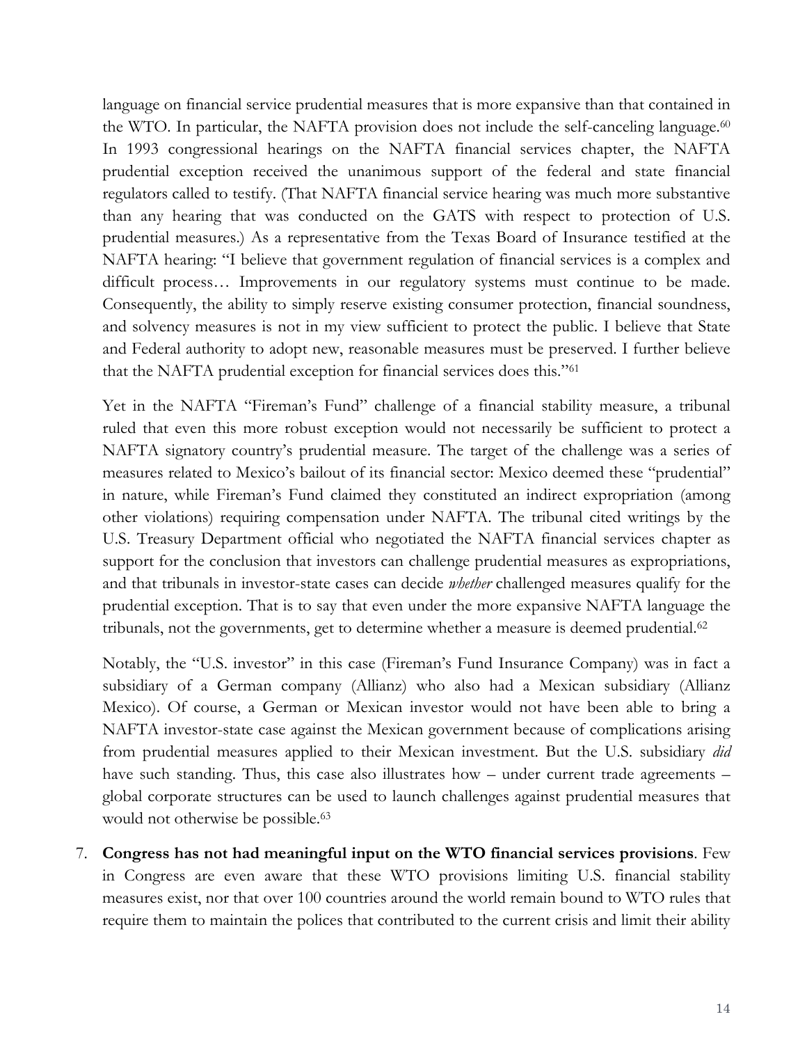language on financial service prudential measures that is more expansive than that contained in the WTO. In particular, the NAFTA provision does not include the self-canceling language.[60] In 1993 congressional hearings on the NAFTA financial services chapter, the NAFTA prudential exception received the unanimous support of the federal and state financial regulators called to testify. (That NAFTA financial service hearing was much more substantive than any hearing that was conducted on the GATS with respect to protection of U.S. prudential measures.) As a representative from the Texas Board of Insurance testified at the NAFTA hearing: "I believe that government regulation of financial services is a complex and difficult process… Improvements in our regulatory systems must continue to be made. Consequently, the ability to simply reserve existing consumer protection, financial soundness, and solvency measures is not in my view sufficient to protect the public. I believe that State and Federal authority to adopt new, reasonable measures must be preserved. I further believe that the NAFTA prudential exception for financial services does this."[61]

Yet in the NAFTA "Fireman's Fund" challenge of a financial stability measure, a tribunal ruled that even this more robust exception would not necessarily be sufficient to protect a NAFTA signatory country's prudential measure. The target of the challenge was a series of measures related to Mexico's bailout of its financial sector: Mexico deemed these "prudential" in nature, while Fireman's Fund claimed they constituted an indirect expropriation (among other violations) requiring compensation under NAFTA. The tribunal cited writings by the U.S. Treasury Department official who negotiated the NAFTA financial services chapter as support for the conclusion that investors can challenge prudential measures as expropriations, and that tribunals in investor-state cases can decide *whether* challenged measures qualify for the prudential exception. That is to say that even under the more expansive NAFTA language the tribunals, not the governments, get to determine whether a measure is deemed prudential.[62]

Notably, the "U.S. investor" in this case (Fireman's Fund Insurance Company) was in fact a subsidiary of a German company (Allianz) who also had a Mexican subsidiary (Allianz Mexico). Of course, a German or Mexican investor would not have been able to bring a NAFTA investor-state case against the Mexican government because of complications arising from prudential measures applied to their Mexican investment. But the U.S. subsidiary *did* have such standing. Thus, this case also illustrates how – under current trade agreements – global corporate structures can be used to launch challenges against prudential measures that would not otherwise be possible.[63]

7. **Congress has not had meaningful input on the WTO financial services provisions**. Few in Congress are even aware that these WTO provisions limiting U.S. financial stability measures exist, nor that over 100 countries around the world remain bound to WTO rules that require them to maintain the polices that contributed to the current crisis and limit their ability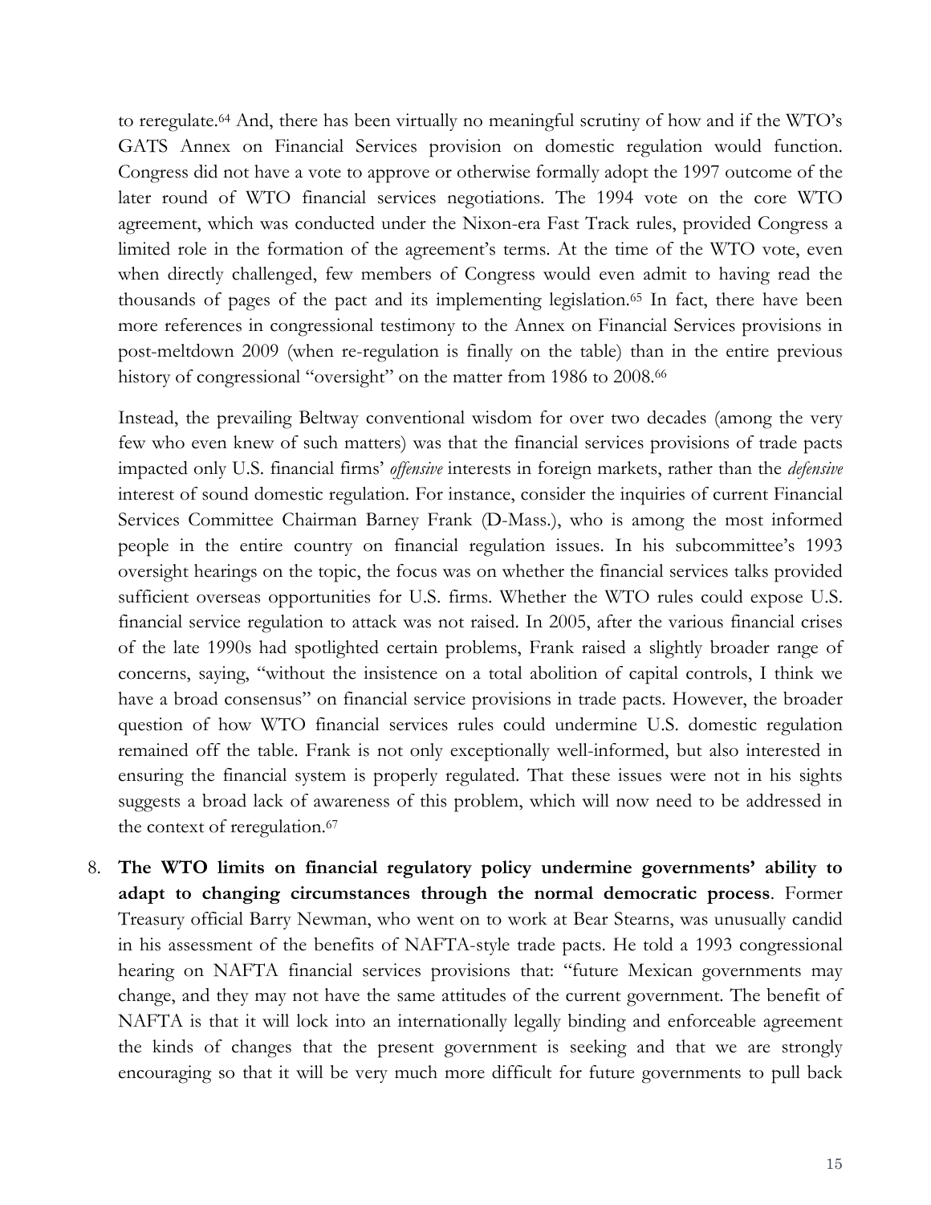to reregulate.[64] And, there has been virtually no meaningful scrutiny of how and if the WTO's GATS Annex on Financial Services provision on domestic regulation would function. Congress did not have a vote to approve or otherwise formally adopt the 1997 outcome of the later round of WTO financial services negotiations. The 1994 vote on the core WTO agreement, which was conducted under the Nixon-era Fast Track rules, provided Congress a limited role in the formation of the agreement's terms. At the time of the WTO vote, even when directly challenged, few members of Congress would even admit to having read the thousands of pages of the pact and its implementing legislation.[65] In fact, there have been more references in congressional testimony to the Annex on Financial Services provisions in post-meltdown 2009 (when re-regulation is finally on the table) than in the entire previous history of congressional "oversight" on the matter from 1986 to 2008.[66]

Instead, the prevailing Beltway conventional wisdom for over two decades (among the very few who even knew of such matters) was that the financial services provisions of trade pacts impacted only U.S. financial firms' *offensive* interests in foreign markets, rather than the *defensive* interest of sound domestic regulation. For instance, consider the inquiries of current Financial Services Committee Chairman Barney Frank (D-Mass.), who is among the most informed people in the entire country on financial regulation issues. In his subcommittee's 1993 oversight hearings on the topic, the focus was on whether the financial services talks provided sufficient overseas opportunities for U.S. firms. Whether the WTO rules could expose U.S. financial service regulation to attack was not raised. In 2005, after the various financial crises of the late 1990s had spotlighted certain problems, Frank raised a slightly broader range of concerns, saying, "without the insistence on a total abolition of capital controls, I think we have a broad consensus" on financial service provisions in trade pacts. However, the broader question of how WTO financial services rules could undermine U.S. domestic regulation remained off the table. Frank is not only exceptionally well-informed, but also interested in ensuring the financial system is properly regulated. That these issues were not in his sights suggests a broad lack of awareness of this problem, which will now need to be addressed in the context of reregulation.[67]

8. **The WTO limits on financial regulatory policy undermine governments' ability to adapt to changing circumstances through the normal democratic process**. Former Treasury official Barry Newman, who went on to work at Bear Stearns, was unusually candid in his assessment of the benefits of NAFTA-style trade pacts. He told a 1993 congressional hearing on NAFTA financial services provisions that: "future Mexican governments may change, and they may not have the same attitudes of the current government. The benefit of NAFTA is that it will lock into an internationally legally binding and enforceable agreement the kinds of changes that the present government is seeking and that we are strongly encouraging so that it will be very much more difficult for future governments to pull back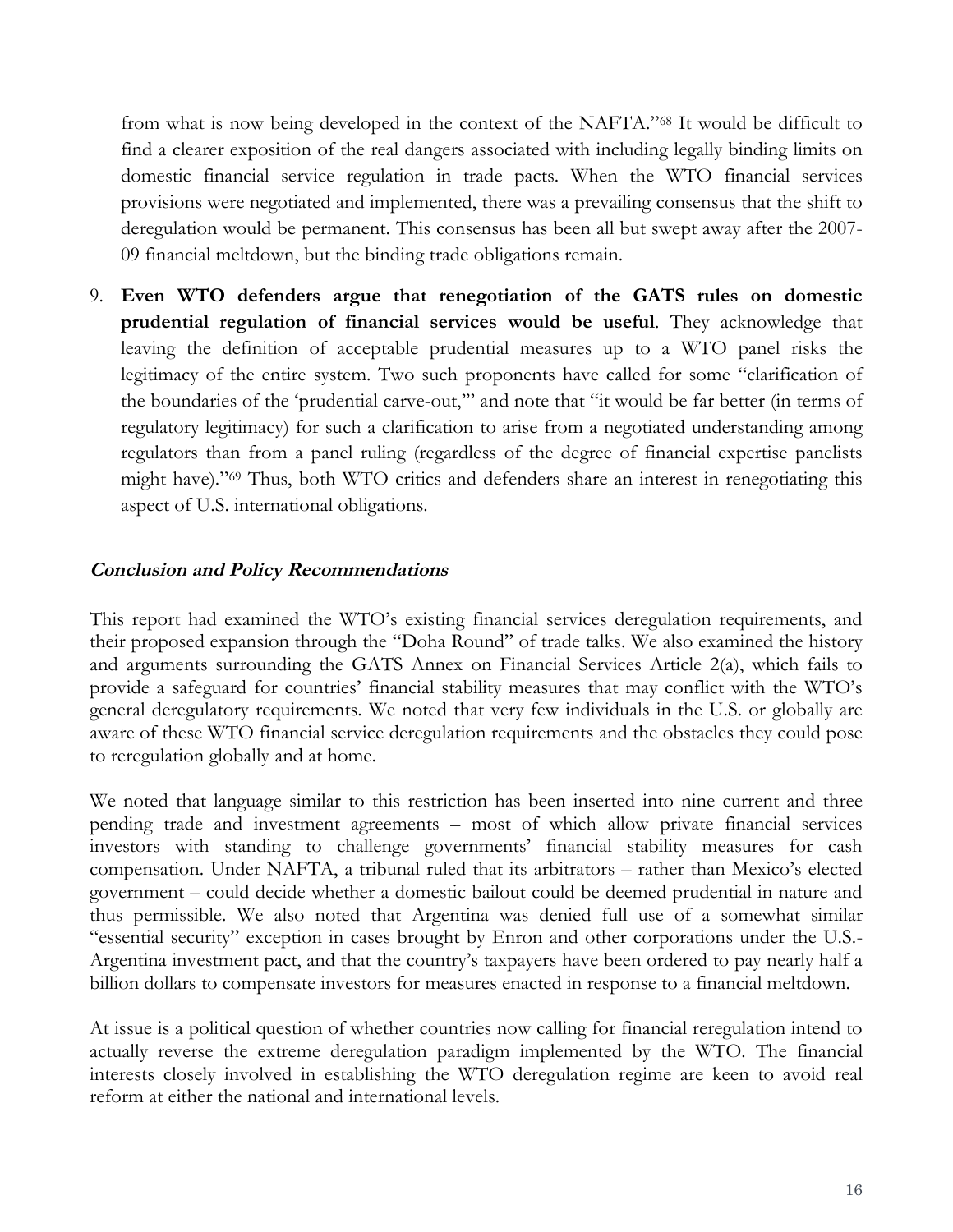from what is now being developed in the context of the NAFTA."[68] It would be difficult to find a clearer exposition of the real dangers associated with including legally binding limits on domestic financial service regulation in trade pacts. When the WTO financial services provisions were negotiated and implemented, there was a prevailing consensus that the shift to deregulation would be permanent. This consensus has been all but swept away after the 2007-09 financial meltdown, but the binding trade obligations remain.

9. **Even WTO defenders argue that renegotiation of the GATS rules on domestic prudential regulation of financial services would be useful**. They acknowledge that leaving the definition of acceptable prudential measures up to a WTO panel risks the legitimacy of the entire system. Two such proponents have called for some "clarification of the boundaries of the 'prudential carve-out,'" and note that "it would be far better (in terms of regulatory legitimacy) for such a clarification to arise from a negotiated understanding among regulators than from a panel ruling (regardless of the degree of financial expertise panelists might have)."[69] Thus, both WTO critics and defenders share an interest in renegotiating this aspect of U.S. international obligations.

### *Conclusion and Policy Recommendations*

This report had examined the WTO's existing financial services deregulation requirements, and their proposed expansion through the "Doha Round" of trade talks. We also examined the history and arguments surrounding the GATS Annex on Financial Services Article 2(a), which fails to provide a safeguard for countries' financial stability measures that may conflict with the WTO's general deregulatory requirements. We noted that very few individuals in the U.S. or globally are aware of these WTO financial service deregulation requirements and the obstacles they could pose to reregulation globally and at home.

We noted that language similar to this restriction has been inserted into nine current and three pending trade and investment agreements – most of which allow private financial services investors with standing to challenge governments' financial stability measures for cash compensation. Under NAFTA, a tribunal ruled that its arbitrators – rather than Mexico's elected government – could decide whether a domestic bailout could be deemed prudential in nature and thus permissible. We also noted that Argentina was denied full use of a somewhat similar "essential security" exception in cases brought by Enron and other corporations under the U.S.-Argentina investment pact, and that the country's taxpayers have been ordered to pay nearly half a billion dollars to compensate investors for measures enacted in response to a financial meltdown.

At issue is a political question of whether countries now calling for financial reregulation intend to actually reverse the extreme deregulation paradigm implemented by the WTO. The financial interests closely involved in establishing the WTO deregulation regime are keen to avoid real reform at either the national and international levels.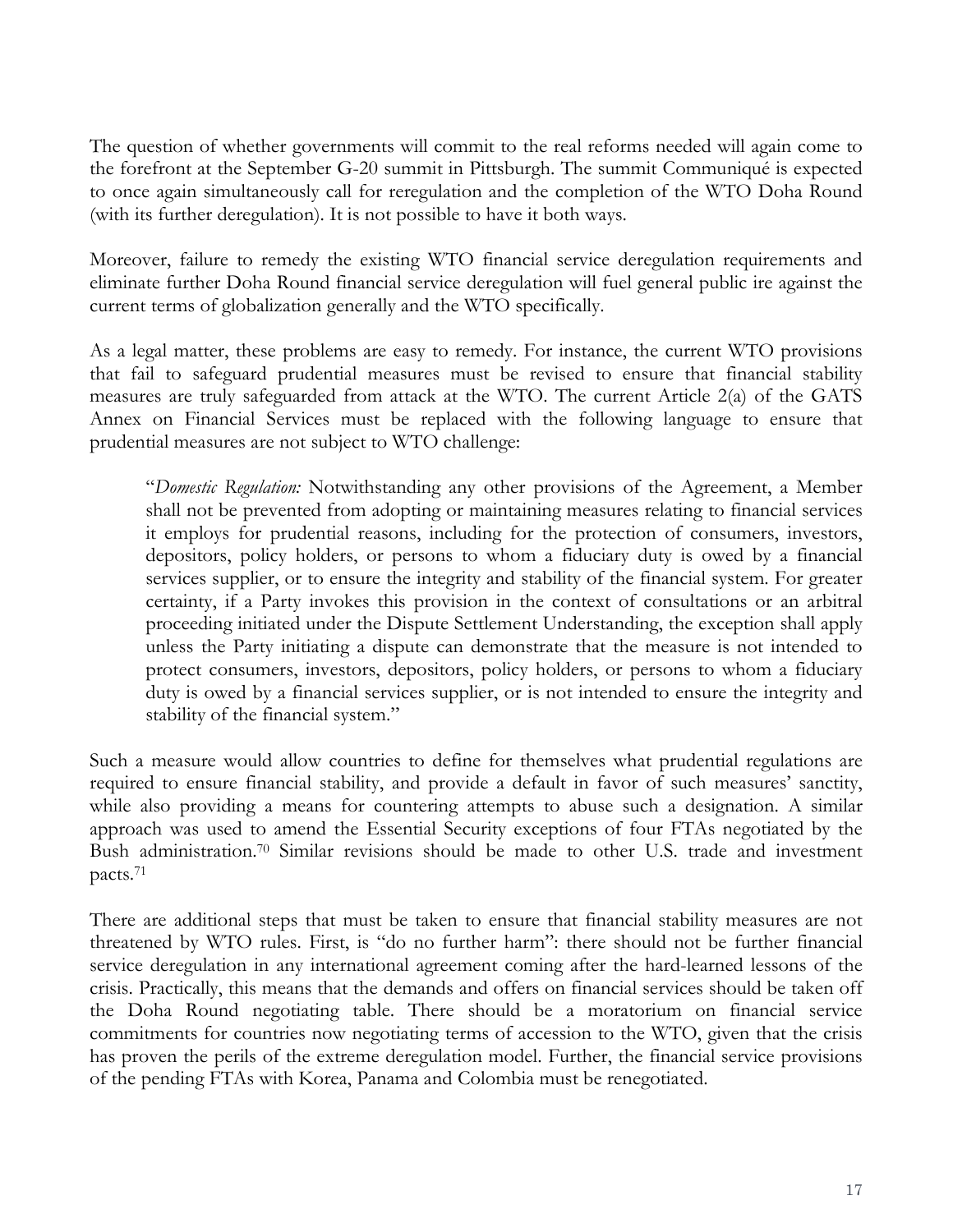The question of whether governments will commit to the real reforms needed will again come to the forefront at the September G-20 summit in Pittsburgh. The summit Communiqué is expected to once again simultaneously call for reregulation and the completion of the WTO Doha Round (with its further deregulation). It is not possible to have it both ways.

Moreover, failure to remedy the existing WTO financial service deregulation requirements and eliminate further Doha Round financial service deregulation will fuel general public ire against the current terms of globalization generally and the WTO specifically.

As a legal matter, these problems are easy to remedy. For instance, the current WTO provisions that fail to safeguard prudential measures must be revised to ensure that financial stability measures are truly safeguarded from attack at the WTO. The current Article 2(a) of the GATS Annex on Financial Services must be replaced with the following language to ensure that prudential measures are not subject to WTO challenge:

> "*Domestic Regulation:* Notwithstanding any other provisions of the Agreement, a Member shall not be prevented from adopting or maintaining measures relating to financial services it employs for prudential reasons, including for the protection of consumers, investors, depositors, policy holders, or persons to whom a fiduciary duty is owed by a financial services supplier, or to ensure the integrity and stability of the financial system. For greater certainty, if a Party invokes this provision in the context of consultations or an arbitral proceeding initiated under the Dispute Settlement Understanding, the exception shall apply unless the Party initiating a dispute can demonstrate that the measure is not intended to protect consumers, investors, depositors, policy holders, or persons to whom a fiduciary duty is owed by a financial services supplier, or is not intended to ensure the integrity and stability of the financial system."

Such a measure would allow countries to define for themselves what prudential regulations are required to ensure financial stability, and provide a default in favor of such measures' sanctity, while also providing a means for countering attempts to abuse such a designation. A similar approach was used to amend the Essential Security exceptions of four FTAs negotiated by the Bush administration.[70] Similar revisions should be made to other U.S. trade and investment pacts.[71]

There are additional steps that must be taken to ensure that financial stability measures are not threatened by WTO rules. First, is "do no further harm": there should not be further financial service deregulation in any international agreement coming after the hard-learned lessons of the crisis. Practically, this means that the demands and offers on financial services should be taken off the Doha Round negotiating table. There should be a moratorium on financial service commitments for countries now negotiating terms of accession to the WTO, given that the crisis has proven the perils of the extreme deregulation model. Further, the financial service provisions of the pending FTAs with Korea, Panama and Colombia must be renegotiated.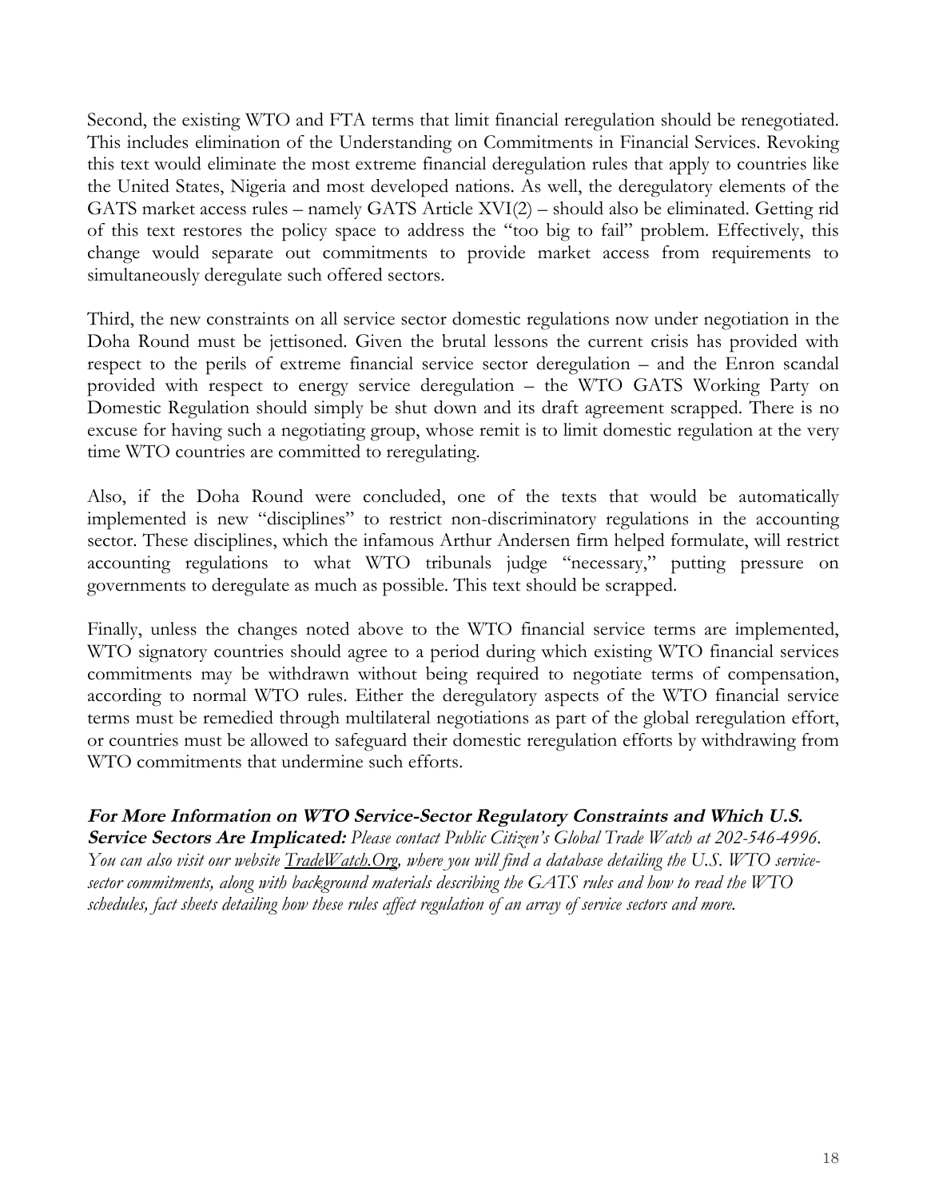Second, the existing WTO and FTA terms that limit financial reregulation should be renegotiated. This includes elimination of the Understanding on Commitments in Financial Services. Revoking this text would eliminate the most extreme financial deregulation rules that apply to countries like the United States, Nigeria and most developed nations. As well, the deregulatory elements of the GATS market access rules – namely GATS Article XVI(2) – should also be eliminated. Getting rid of this text restores the policy space to address the "too big to fail" problem. Effectively, this change would separate out commitments to provide market access from requirements to simultaneously deregulate such offered sectors.

Third, the new constraints on all service sector domestic regulations now under negotiation in the Doha Round must be jettisoned. Given the brutal lessons the current crisis has provided with respect to the perils of extreme financial service sector deregulation – and the Enron scandal provided with respect to energy service deregulation – the WTO GATS Working Party on Domestic Regulation should simply be shut down and its draft agreement scrapped. There is no excuse for having such a negotiating group, whose remit is to limit domestic regulation at the very time WTO countries are committed to reregulating.

Also, if the Doha Round were concluded, one of the texts that would be automatically implemented is new "disciplines" to restrict non-discriminatory regulations in the accounting sector. These disciplines, which the infamous Arthur Andersen firm helped formulate, will restrict accounting regulations to what WTO tribunals judge "necessary," putting pressure on governments to deregulate as much as possible. This text should be scrapped.

Finally, unless the changes noted above to the WTO financial service terms are implemented, WTO signatory countries should agree to a period during which existing WTO financial services commitments may be withdrawn without being required to negotiate terms of compensation, according to normal WTO rules. Either the deregulatory aspects of the WTO financial service terms must be remedied through multilateral negotiations as part of the global reregulation effort, or countries must be allowed to safeguard their domestic reregulation efforts by withdrawing from WTO commitments that undermine such efforts.

***For More Information on WTO Service-Sector Regulatory Constraints and Which U.S. Service Sectors Are Implicated:*** *Please contact Public Citizen's Global Trade Watch at 202-546-4996. You can also visit our website TradeWatch.Org, where you will find a database detailing the U.S. WTO service-sector commitments, along with background materials describing the GATS rules and how to read the WTO schedules, fact sheets detailing how these rules affect regulation of an array of service sectors and more.*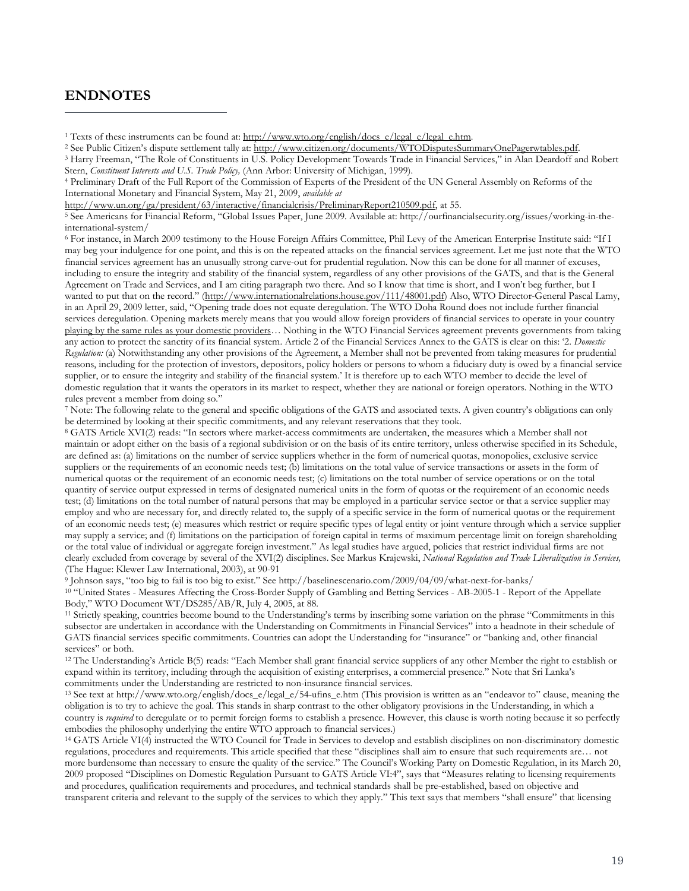## ENDNOTES

[1] Texts of these instruments can be found at: http://www.wto.org/english/docs_e/legal_e/legal_e.htm.

[2] See Public Citizen's dispute settlement tally at: http://www.citizen.org/documents/WTODisputesSummaryOnePagerwtables.pdf.

[3] Harry Freeman, "The Role of Constituents in U.S. Policy Development Towards Trade in Financial Services," in Alan Deardoff and Robert Stern, *Constituent Interests and U.S. Trade Policy,* (Ann Arbor: University of Michigan, 1999).

[4] Preliminary Draft of the Full Report of the Commission of Experts of the President of the UN General Assembly on Reforms of the International Monetary and Financial System, May 21, 2009, *available at* http://www.un.org/ga/president/63/interactive/financialcrisis/PreliminaryReport210509.pdf, at 55.

[5] See Americans for Financial Reform, "Global Issues Paper, June 2009. Available at: http://ourfinancialsecurity.org/issues/working-in-the-international-system/

[6] For instance, in March 2009 testimony to the House Foreign Affairs Committee, Phil Levy of the American Enterprise Institute said: "If I may beg your indulgence for one point, and this is on the repeated attacks on the financial services agreement. Let me just note that the WTO financial services agreement has an unusually strong carve-out for prudential regulation. Now this can be done for all manner of excuses, including to ensure the integrity and stability of the financial system, regardless of any other provisions of the GATS, and that is the General Agreement on Trade and Services, and I am citing paragraph two there. And so I know that time is short, and I won't beg further, but I wanted to put that on the record." (http://www.internationalrelations.house.gov/111/48001.pdf) Also, WTO Director-General Pascal Lamy, in an April 29, 2009 letter, said, "Opening trade does not equate deregulation. The WTO Doha Round does not include further financial services deregulation. Opening markets merely means that you would allow foreign providers of financial services to operate in your country playing by the same rules as your domestic providers… Nothing in the WTO Financial Services agreement prevents governments from taking any action to protect the sanctity of its financial system. Article 2 of the Financial Services Annex to the GATS is clear on this: '2. *Domestic Regulation:* (a) Notwithstanding any other provisions of the Agreement, a Member shall not be prevented from taking measures for prudential reasons, including for the protection of investors, depositors, policy holders or persons to whom a fiduciary duty is owed by a financial service supplier, or to ensure the integrity and stability of the financial system.' It is therefore up to each WTO member to decide the level of domestic regulation that it wants the operators in its market to respect, whether they are national or foreign operators. Nothing in the WTO rules prevent a member from doing so."

[7] Note: The following relate to the general and specific obligations of the GATS and associated texts. A given country's obligations can only be determined by looking at their specific commitments, and any relevant reservations that they took.

[8] GATS Article XVI(2) reads: "In sectors where market-access commitments are undertaken, the measures which a Member shall not maintain or adopt either on the basis of a regional subdivision or on the basis of its entire territory, unless otherwise specified in its Schedule, are defined as: (a) limitations on the number of service suppliers whether in the form of numerical quotas, monopolies, exclusive service suppliers or the requirements of an economic needs test; (b) limitations on the total value of service transactions or assets in the form of numerical quotas or the requirement of an economic needs test; (c) limitations on the total number of service operations or on the total quantity of service output expressed in terms of designated numerical units in the form of quotas or the requirement of an economic needs test; (d) limitations on the total number of natural persons that may be employed in a particular service sector or that a service supplier may employ and who are necessary for, and directly related to, the supply of a specific service in the form of numerical quotas or the requirement of an economic needs test; (e) measures which restrict or require specific types of legal entity or joint venture through which a service supplier may supply a service; and (f) limitations on the participation of foreign capital in terms of maximum percentage limit on foreign shareholding or the total value of individual or aggregate foreign investment." As legal studies have argued, policies that restrict individual firms are not clearly excluded from coverage by several of the XVI(2) disciplines. See Markus Krajewski, *National Regulation and Trade Liberalization in Services,* (The Hague: Klewer Law International, 2003), at 90-91

[9] Johnson says, "too big to fail is too big to exist." See http://baselinescenario.com/2009/04/09/what-next-for-banks/

[10] "United States - Measures Affecting the Cross-Border Supply of Gambling and Betting Services - AB-2005-1 - Report of the Appellate Body," WTO Document WT/DS285/AB/R, July 4, 2005, at 88.

[11] Strictly speaking, countries become bound to the Understanding's terms by inscribing some variation on the phrase "Commitments in this subsector are undertaken in accordance with the Understanding on Commitments in Financial Services" into a headnote in their schedule of GATS financial services specific commitments. Countries can adopt the Understanding for "insurance" or "banking and, other financial services" or both.

[12] The Understanding's Article B(5) reads: "Each Member shall grant financial service suppliers of any other Member the right to establish or expand within its territory, including through the acquisition of existing enterprises, a commercial presence." Note that Sri Lanka's commitments under the Understanding are restricted to non-insurance financial services.

[13] See text at http://www.wto.org/english/docs_e/legal_e/54-ufins_e.htm (This provision is written as an "endeavor to" clause, meaning the obligation is to try to achieve the goal. This stands in sharp contrast to the other obligatory provisions in the Understanding, in which a country is *required* to deregulate or to permit foreign forms to establish a presence. However, this clause is worth noting because it so perfectly embodies the philosophy underlying the entire WTO approach to financial services.)

[14] GATS Article VI(4) instructed the WTO Council for Trade in Services to develop and establish disciplines on non-discriminatory domestic regulations, procedures and requirements. This article specified that these "disciplines shall aim to ensure that such requirements are… not more burdensome than necessary to ensure the quality of the service." The Council's Working Party on Domestic Regulation, in its March 20, 2009 proposed "Disciplines on Domestic Regulation Pursuant to GATS Article VI:4", says that "Measures relating to licensing requirements and procedures, qualification requirements and procedures, and technical standards shall be pre-established, based on objective and transparent criteria and relevant to the supply of the services to which they apply." This text says that members "shall ensure" that licensing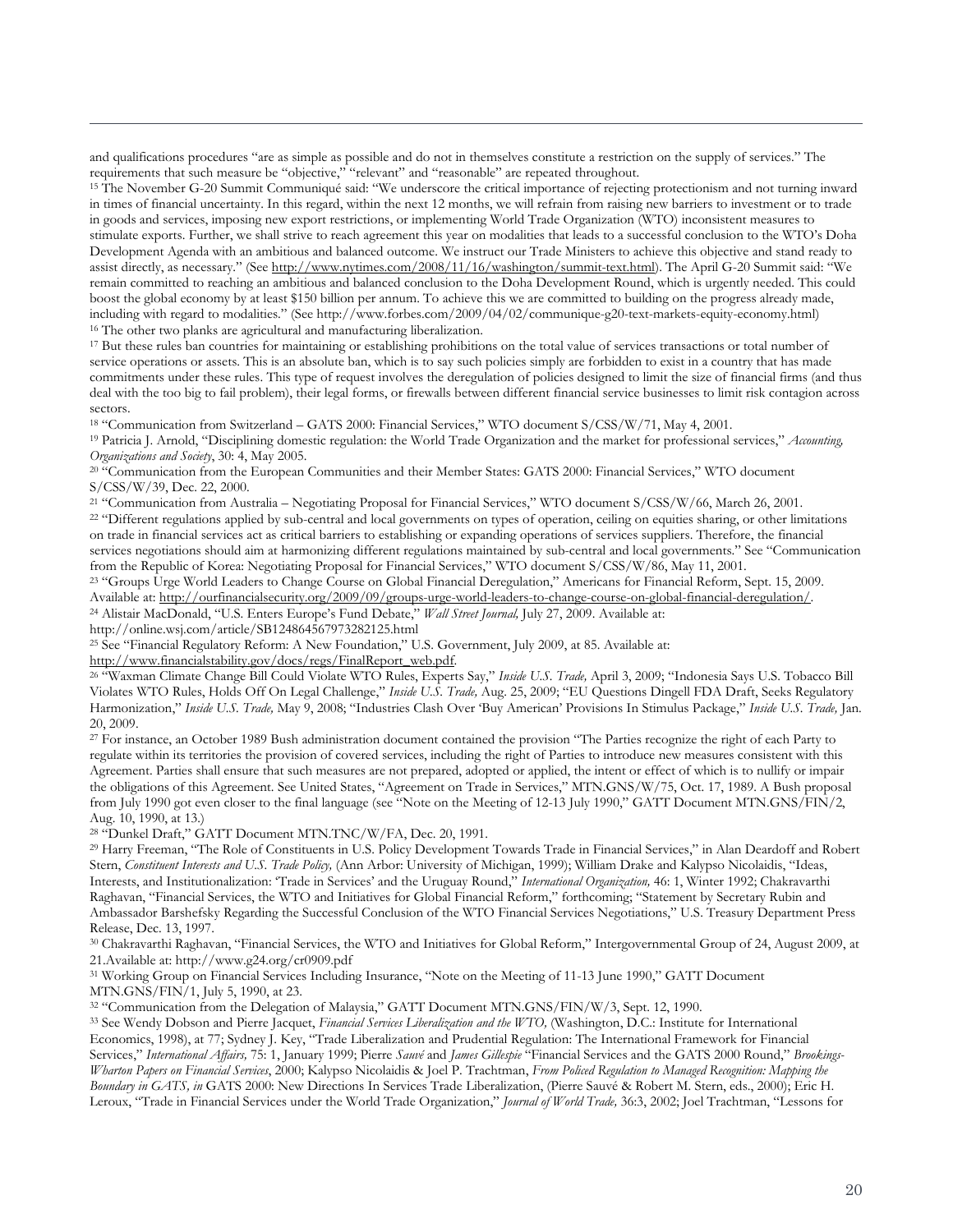and qualifications procedures "are as simple as possible and do not in themselves constitute a restriction on the supply of services." The requirements that such measure be "objective," "relevant" and "reasonable" are repeated throughout.

[15] The November G-20 Summit Communiqué said: "We underscore the critical importance of rejecting protectionism and not turning inward in times of financial uncertainty. In this regard, within the next 12 months, we will refrain from raising new barriers to investment or to trade in goods and services, imposing new export restrictions, or implementing World Trade Organization (WTO) inconsistent measures to stimulate exports. Further, we shall strive to reach agreement this year on modalities that leads to a successful conclusion to the WTO's Doha Development Agenda with an ambitious and balanced outcome. We instruct our Trade Ministers to achieve this objective and stand ready to assist directly, as necessary." (See http://www.nytimes.com/2008/11/16/washington/summit-text.html). The April G-20 Summit said: "We remain committed to reaching an ambitious and balanced conclusion to the Doha Development Round, which is urgently needed. This could boost the global economy by at least $150 billion per annum. To achieve this we are committed to building on the progress already made, including with regard to modalities." (See http://www.forbes.com/2009/04/02/communique-g20-text-markets-equity-economy.html)

[16] The other two planks are agricultural and manufacturing liberalization.

[17] But these rules ban countries for maintaining or establishing prohibitions on the total value of services transactions or total number of service operations or assets. This is an absolute ban, which is to say such policies simply are forbidden to exist in a country that has made commitments under these rules. This type of request involves the deregulation of policies designed to limit the size of financial firms (and thus deal with the too big to fail problem), their legal forms, or firewalls between different financial service businesses to limit risk contagion across sectors.

[18] "Communication from Switzerland – GATS 2000: Financial Services," WTO document S/CSS/W/71, May 4, 2001.

[19] Patricia J. Arnold, "Disciplining domestic regulation: the World Trade Organization and the market for professional services," *Accounting, Organizations and Society*, 30: 4, May 2005.

[20] "Communication from the European Communities and their Member States: GATS 2000: Financial Services," WTO document S/CSS/W/39, Dec. 22, 2000.

[21] "Communication from Australia – Negotiating Proposal for Financial Services," WTO document S/CSS/W/66, March 26, 2001.

[22] "Different regulations applied by sub-central and local governments on types of operation, ceiling on equities sharing, or other limitations on trade in financial services act as critical barriers to establishing or expanding operations of services suppliers. Therefore, the financial services negotiations should aim at harmonizing different regulations maintained by sub-central and local governments." See "Communication from the Republic of Korea: Negotiating Proposal for Financial Services," WTO document S/CSS/W/86, May 11, 2001.

[23] "Groups Urge World Leaders to Change Course on Global Financial Deregulation," Americans for Financial Reform, Sept. 15, 2009. Available at: http://ourfinancialsecurity.org/2009/09/groups-urge-world-leaders-to-change-course-on-global-financial-deregulation/.

[24] Alistair MacDonald, "U.S. Enters Europe's Fund Debate," *Wall Street Journal,* July 27, 2009. Available at: http://online.wsj.com/article/SB124864567973282125.html

[25] See "Financial Regulatory Reform: A New Foundation," U.S. Government, July 2009, at 85. Available at: http://www.financialstability.gov/docs/regs/FinalReport_web.pdf.

[26] "Waxman Climate Change Bill Could Violate WTO Rules, Experts Say," *Inside U.S. Trade,* April 3, 2009; "Indonesia Says U.S. Tobacco Bill Violates WTO Rules, Holds Off On Legal Challenge," *Inside U.S. Trade,* Aug. 25, 2009; "EU Questions Dingell FDA Draft, Seeks Regulatory Harmonization," *Inside U.S. Trade,* May 9, 2008; "Industries Clash Over 'Buy American' Provisions In Stimulus Package," *Inside U.S. Trade,* Jan. 20, 2009.

[27] For instance, an October 1989 Bush administration document contained the provision "The Parties recognize the right of each Party to regulate within its territories the provision of covered services, including the right of Parties to introduce new measures consistent with this Agreement. Parties shall ensure that such measures are not prepared, adopted or applied, the intent or effect of which is to nullify or impair the obligations of this Agreement. See United States, "Agreement on Trade in Services," MTN.GNS/W/75, Oct. 17, 1989. A Bush proposal from July 1990 got even closer to the final language (see "Note on the Meeting of 12-13 July 1990," GATT Document MTN.GNS/FIN/2, Aug. 10, 1990, at 13.)

[28] "Dunkel Draft," GATT Document MTN.TNC/W/FA, Dec. 20, 1991.

[29] Harry Freeman, "The Role of Constituents in U.S. Policy Development Towards Trade in Financial Services," in Alan Deardoff and Robert Stern, *Constituent Interests and U.S. Trade Policy,* (Ann Arbor: University of Michigan, 1999); William Drake and Kalypso Nicolaidis, "Ideas, Interests, and Institutionalization: 'Trade in Services' and the Uruguay Round," *International Organization,* 46: 1, Winter 1992; Chakravarthi Raghavan, "Financial Services, the WTO and Initiatives for Global Financial Reform," forthcoming; "Statement by Secretary Rubin and Ambassador Barshefsky Regarding the Successful Conclusion of the WTO Financial Services Negotiations," U.S. Treasury Department Press Release, Dec. 13, 1997.

[30] Chakravarthi Raghavan, "Financial Services, the WTO and Initiatives for Global Reform," Intergovernmental Group of 24, August 2009, at 21.Available at: http://www.g24.org/cr0909.pdf

[31] Working Group on Financial Services Including Insurance, "Note on the Meeting of 11-13 June 1990," GATT Document MTN.GNS/FIN/1, July 5, 1990, at 23.

[32] "Communication from the Delegation of Malaysia," GATT Document MTN.GNS/FIN/W/3, Sept. 12, 1990.

[33] See Wendy Dobson and Pierre Jacquet, *Financial Services Liberalization and the WTO,* (Washington, D.C.: Institute for International Economics, 1998), at 77; Sydney J. Key, "Trade Liberalization and Prudential Regulation: The International Framework for Financial Services," *International Affairs,* 75: 1, January 1999; Pierre *Sauvé* and *James Gillespie* "Financial Services and the GATS 2000 Round," *Brookings-Wharton Papers on Financial Services*, 2000; Kalypso Nicolaidis & Joel P. Trachtman, *From Policed Regulation to Managed Recognition: Mapping the Boundary in GATS, in* GATS 2000: New Directions In Services Trade Liberalization, (Pierre Sauvé & Robert M. Stern, eds., 2000); Eric H. Leroux, "Trade in Financial Services under the World Trade Organization," *Journal of World Trade,* 36:3, 2002; Joel Trachtman, "Lessons for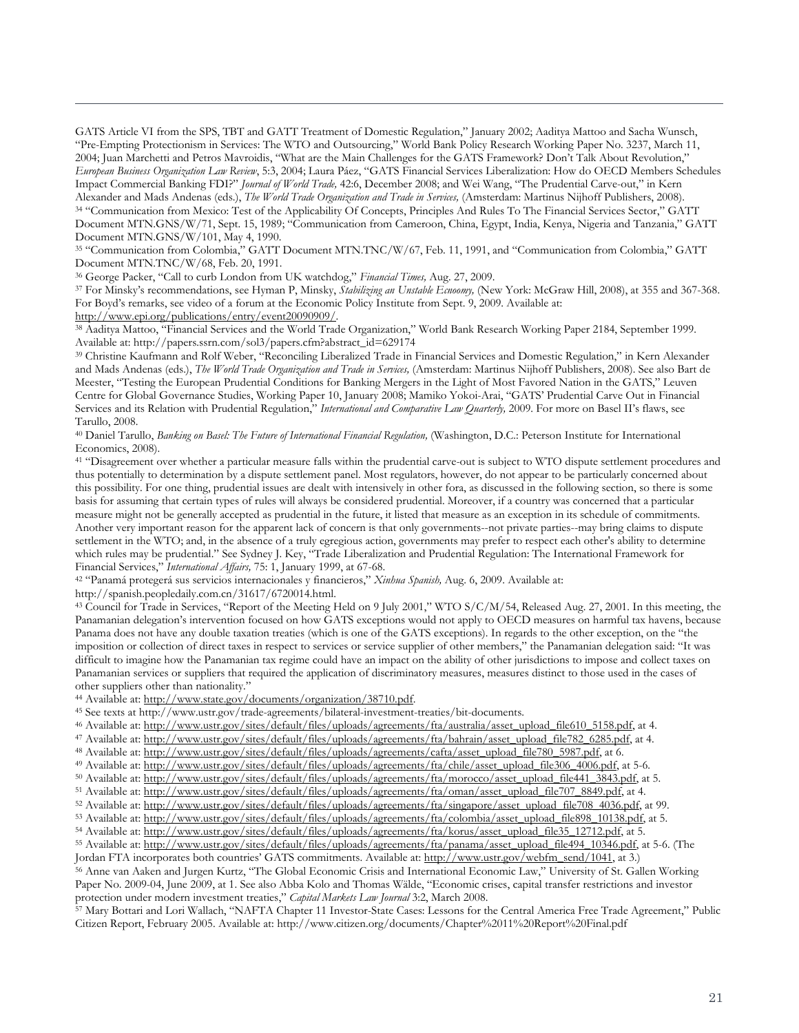GATS Article VI from the SPS, TBT and GATT Treatment of Domestic Regulation," January 2002; Aaditya Mattoo and Sacha Wunsch, "Pre-Empting Protectionism in Services: The WTO and Outsourcing," World Bank Policy Research Working Paper No. 3237, March 11, 2004; Juan Marchetti and Petros Mavroidis, "What are the Main Challenges for the GATS Framework? Don't Talk About Revolution," *European Business Organization Law Review*, 5:3, 2004; Laura Páez, "GATS Financial Services Liberalization: How do OECD Members Schedules Impact Commercial Banking FDI?" *Journal of World Trade,* 42:6, December 2008; and Wei Wang, "The Prudential Carve-out," in Kern Alexander and Mads Andenas (eds.), *The World Trade Organization and Trade in Services,* (Amsterdam: Martinus Nijhoff Publishers, 2008).

[34] "Communication from Mexico: Test of the Applicability Of Concepts, Principles And Rules To The Financial Services Sector," GATT Document MTN.GNS/W/71, Sept. 15, 1989; "Communication from Cameroon, China, Egypt, India, Kenya, Nigeria and Tanzania," GATT Document MTN.GNS/W/101, May 4, 1990.

[35] "Communication from Colombia," GATT Document MTN.TNC/W/67, Feb. 11, 1991, and "Communication from Colombia," GATT Document MTN.TNC/W/68, Feb. 20, 1991.

[36] George Packer, "Call to curb London from UK watchdog," *Financial Times,* Aug. 27, 2009.

[37] For Minsky's recommendations, see Hyman P, Minsky, *Stabilizing an Unstable Ecnoomy,* (New York: McGraw Hill, 2008), at 355 and 367-368. For Boyd's remarks, see video of a forum at the Economic Policy Institute from Sept. 9, 2009. Available at: http://www.epi.org/publications/entry/event20090909/.

[38] Aaditya Mattoo, "Financial Services and the World Trade Organization," World Bank Research Working Paper 2184, September 1999. Available at: http://papers.ssrn.com/sol3/papers.cfm?abstract_id=629174

[39] Christine Kaufmann and Rolf Weber, "Reconciling Liberalized Trade in Financial Services and Domestic Regulation," in Kern Alexander and Mads Andenas (eds.), *The World Trade Organization and Trade in Services,* (Amsterdam: Martinus Nijhoff Publishers, 2008). See also Bart de Meester, "Testing the European Prudential Conditions for Banking Mergers in the Light of Most Favored Nation in the GATS," Leuven Centre for Global Governance Studies, Working Paper 10, January 2008; Mamiko Yokoi-Arai, "GATS' Prudential Carve Out in Financial Services and its Relation with Prudential Regulation," *International and Comparative Law Quarterly,* 2009. For more on Basel II's flaws, see Tarullo, 2008.

[40] Daniel Tarullo, *Banking on Basel: The Future of International Financial Regulation,* (Washington, D.C.: Peterson Institute for International Economics, 2008).

[41] "Disagreement over whether a particular measure falls within the prudential carve-out is subject to WTO dispute settlement procedures and thus potentially to determination by a dispute settlement panel. Most regulators, however, do not appear to be particularly concerned about this possibility. For one thing, prudential issues are dealt with intensively in other fora, as discussed in the following section, so there is some basis for assuming that certain types of rules will always be considered prudential. Moreover, if a country was concerned that a particular measure might not be generally accepted as prudential in the future, it listed that measure as an exception in its schedule of commitments. Another very important reason for the apparent lack of concern is that only governments--not private parties--may bring claims to dispute settlement in the WTO; and, in the absence of a truly egregious action, governments may prefer to respect each other's ability to determine which rules may be prudential." See Sydney J. Key, "Trade Liberalization and Prudential Regulation: The International Framework for Financial Services," *International Affairs,* 75: 1, January 1999, at 67-68.

[42] "Panamá protegerá sus servicios internacionales y financieros," *Xinhua Spanish,* Aug. 6, 2009. Available at: http://spanish.peopledaily.com.cn/31617/6720014.html.

[43] Council for Trade in Services, "Report of the Meeting Held on 9 July 2001," WTO S/C/M/54, Released Aug. 27, 2001. In this meeting, the Panamanian delegation's intervention focused on how GATS exceptions would not apply to OECD measures on harmful tax havens, because Panama does not have any double taxation treaties (which is one of the GATS exceptions). In regards to the other exception, on the "the imposition or collection of direct taxes in respect to services or service supplier of other members," the Panamanian delegation said: "It was difficult to imagine how the Panamanian tax regime could have an impact on the ability of other jurisdictions to impose and collect taxes on Panamanian services or suppliers that required the application of discriminatory measures, measures distinct to those used in the cases of other suppliers other than nationality."

[44] Available at: http://www.state.gov/documents/organization/38710.pdf.

[45] See texts at http://www.ustr.gov/trade-agreements/bilateral-investment-treaties/bit-documents.

[46] Available at: http://www.ustr.gov/sites/default/files/uploads/agreements/fta/australia/asset_upload_file610_5158.pdf, at 4.

[47] Available at: http://www.ustr.gov/sites/default/files/uploads/agreements/fta/bahrain/asset_upload_file782_6285.pdf, at 4.

[48] Available at: http://www.ustr.gov/sites/default/files/uploads/agreements/cafta/asset_upload_file780_5987.pdf, at 6.

[49] Available at: http://www.ustr.gov/sites/default/files/uploads/agreements/fta/chile/asset_upload_file306_4006.pdf, at 5-6.

[50] Available at: http://www.ustr.gov/sites/default/files/uploads/agreements/fta/morocco/asset_upload_file441_3843.pdf, at 5.

[51] Available at: http://www.ustr.gov/sites/default/files/uploads/agreements/fta/oman/asset_upload_file707_8849.pdf, at 4.

[52] Available at: http://www.ustr.gov/sites/default/files/uploads/agreements/fta/singapore/asset_upload_file708_4036.pdf, at 99.

[53] Available at: http://www.ustr.gov/sites/default/files/uploads/agreements/fta/colombia/asset_upload_file898_10138.pdf, at 5.

[54] Available at: http://www.ustr.gov/sites/default/files/uploads/agreements/fta/korus/asset_upload_file35_12712.pdf, at 5.

[55] Available at: http://www.ustr.gov/sites/default/files/uploads/agreements/fta/panama/asset_upload_file494_10346.pdf, at 5-6. (The Jordan FTA incorporates both countries' GATS commitments. Available at: http://www.ustr.gov/webfm_send/1041, at 3.)

[56] Anne van Aaken and Jurgen Kurtz, "The Global Economic Crisis and International Economic Law," University of St. Gallen Working Paper No. 2009-04, June 2009, at 1. See also Abba Kolo and Thomas Wälde, "Economic crises, capital transfer restrictions and investor protection under modern investment treaties," *Capital Markets Law Journal* 3:2, March 2008.

[57] Mary Bottari and Lori Wallach, "NAFTA Chapter 11 Investor-State Cases: Lessons for the Central America Free Trade Agreement," Public Citizen Report, February 2005. Available at: http://www.citizen.org/documents/Chapter%2011%20Report%20Final.pdf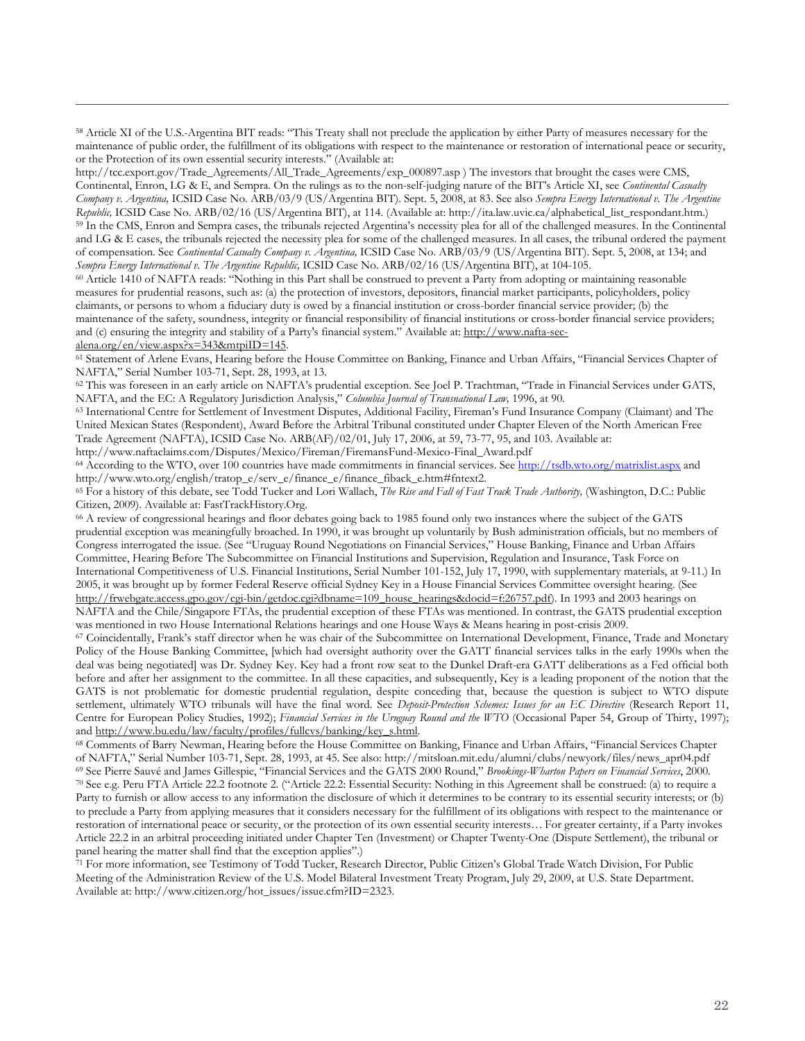[58] Article XI of the U.S.-Argentina BIT reads: "This Treaty shall not preclude the application by either Party of measures necessary for the maintenance of public order, the fulfillment of its obligations with respect to the maintenance or restoration of international peace or security, or the Protection of its own essential security interests." (Available at: http://tcc.export.gov/Trade_Agreements/All_Trade_Agreements/exp_000897.asp ) The investors that brought the cases were CMS, Continental, Enron, LG & E, and Sempra. On the rulings as to the non-self-judging nature of the BIT's Article XI, see *Continental Casualty Company v. Argentina,* ICSID Case No. ARB/03/9 (US/Argentina BIT). Sept. 5, 2008, at 83. See also *Sempra Energy International v. The Argentine Republic,* ICSID Case No. ARB/02/16 (US/Argentina BIT), at 114. (Available at: http://ita.law.uvic.ca/alphabetical_list_respondant.htm.)

[59] In the CMS, Enron and Sempra cases, the tribunals rejected Argentina's necessity plea for all of the challenged measures. In the Continental and LG & E cases, the tribunals rejected the necessity plea for some of the challenged measures. In all cases, the tribunal ordered the payment of compensation. See *Continental Casualty Company v. Argentina,* ICSID Case No. ARB/03/9 (US/Argentina BIT). Sept. 5, 2008, at 134; and *Sempra Energy International v. The Argentine Republic,* ICSID Case No. ARB/02/16 (US/Argentina BIT), at 104-105.

[60] Article 1410 of NAFTA reads: "Nothing in this Part shall be construed to prevent a Party from adopting or maintaining reasonable measures for prudential reasons, such as: (a) the protection of investors, depositors, financial market participants, policyholders, policy claimants, or persons to whom a fiduciary duty is owed by a financial institution or cross-border financial service provider; (b) the maintenance of the safety, soundness, integrity or financial responsibility of financial institutions or cross-border financial service providers; and (c) ensuring the integrity and stability of a Party's financial system." Available at: http://www.nafta-sec-alena.org/en/view.aspx?x=343&mtpiID=145.

[61] Statement of Arlene Evans, Hearing before the House Committee on Banking, Finance and Urban Affairs, "Financial Services Chapter of NAFTA," Serial Number 103-71, Sept. 28, 1993, at 13.

[62] This was foreseen in an early article on NAFTA's prudential exception. See Joel P. Trachtman, "Trade in Financial Services under GATS, NAFTA, and the EC: A Regulatory Jurisdiction Analysis," *Columbia Journal of Transnational Law,* 1996, at 90.

[63] International Centre for Settlement of Investment Disputes, Additional Facility, Fireman's Fund Insurance Company (Claimant) and The United Mexican States (Respondent), Award Before the Arbitral Tribunal constituted under Chapter Eleven of the North American Free Trade Agreement (NAFTA), ICSID Case No. ARB(AF)/02/01, July 17, 2006, at 59, 73-77, 95, and 103. Available at: http://www.naftaclaims.com/Disputes/Mexico/Fireman/FiremansFund-Mexico-Final_Award.pdf

[64] According to the WTO, over 100 countries have made commitments in financial services. See http://tsdb.wto.org/matrixlist.aspx and http://www.wto.org/english/tratop_e/serv_e/finance_e/finance_fiback_e.htm#fntext2.

[65] For a history of this debate, see Todd Tucker and Lori Wallach, *The Rise and Fall of Fast Track Trade Authority,* (Washington, D.C.: Public Citizen, 2009). Available at: FastTrackHistory.Org.

[66] A review of congressional hearings and floor debates going back to 1985 found only two instances where the subject of the GATS prudential exception was meaningfully broached. In 1990, it was brought up voluntarily by Bush administration officials, but no members of Congress interrogated the issue. (See "Uruguay Round Negotiations on Financial Services," House Banking, Finance and Urban Affairs Committee, Hearing Before The Subcommittee on Financial Institutions and Supervision, Regulation and Insurance, Task Force on International Competitiveness of U.S. Financial Institutions, Serial Number 101-152, July 17, 1990, with supplementary materials, at 9-11.) In 2005, it was brought up by former Federal Reserve official Sydney Key in a House Financial Services Committee oversight hearing. (See http://frwebgate.access.gpo.gov/cgi-bin/getdoc.cgi?dbname=109_house_hearings&docid=f:26757.pdf). In 1993 and 2003 hearings on NAFTA and the Chile/Singapore FTAs, the prudential exception of these FTAs was mentioned. In contrast, the GATS prudential exception was mentioned in two House International Relations hearings and one House Ways & Means hearing in post-crisis 2009.

[67] Coincidentally, Frank's staff director when he was chair of the Subcommittee on International Development, Finance, Trade and Monetary Policy of the House Banking Committee, [which had oversight authority over the GATT financial services talks in the early 1990s when the deal was being negotiated] was Dr. Sydney Key. Key had a front row seat to the Dunkel Draft-era GATT deliberations as a Fed official both before and after her assignment to the committee. In all these capacities, and subsequently, Key is a leading proponent of the notion that the GATS is not problematic for domestic prudential regulation, despite conceding that, because the question is subject to WTO dispute settlement, ultimately WTO tribunals will have the final word. See *Deposit-Protection Schemes: Issues for an EC Directive* (Research Report 11, Centre for European Policy Studies, 1992); *Financial Services in the Uruguay Round and the WTO* (Occasional Paper 54, Group of Thirty, 1997); and http://www.bu.edu/law/faculty/profiles/fullcvs/banking/key_s.html.

[68] Comments of Barry Newman, Hearing before the House Committee on Banking, Finance and Urban Affairs, "Financial Services Chapter of NAFTA," Serial Number 103-71, Sept. 28, 1993, at 45. See also: http://mitsloan.mit.edu/alumni/clubs/newyork/files/news_apr04.pdf

[69] See Pierre Sauvé and James Gillespie, "Financial Services and the GATS 2000 Round," *Brookings-Wharton Papers on Financial Services*, 2000.

[70] See e.g. Peru FTA Article 22.2 footnote 2. ("Article 22.2: Essential Security: Nothing in this Agreement shall be construed: (a) to require a Party to furnish or allow access to any information the disclosure of which it determines to be contrary to its essential security interests; or (b) to preclude a Party from applying measures that it considers necessary for the fulfillment of its obligations with respect to the maintenance or restoration of international peace or security, or the protection of its own essential security interests… For greater certainty, if a Party invokes Article 22.2 in an arbitral proceeding initiated under Chapter Ten (Investment) or Chapter Twenty-One (Dispute Settlement), the tribunal or panel hearing the matter shall find that the exception applies".)

[71] For more information, see Testimony of Todd Tucker, Research Director, Public Citizen's Global Trade Watch Division, For Public Meeting of the Administration Review of the U.S. Model Bilateral Investment Treaty Program, July 29, 2009, at U.S. State Department. Available at: http://www.citizen.org/hot_issues/issue.cfm?ID=2323.